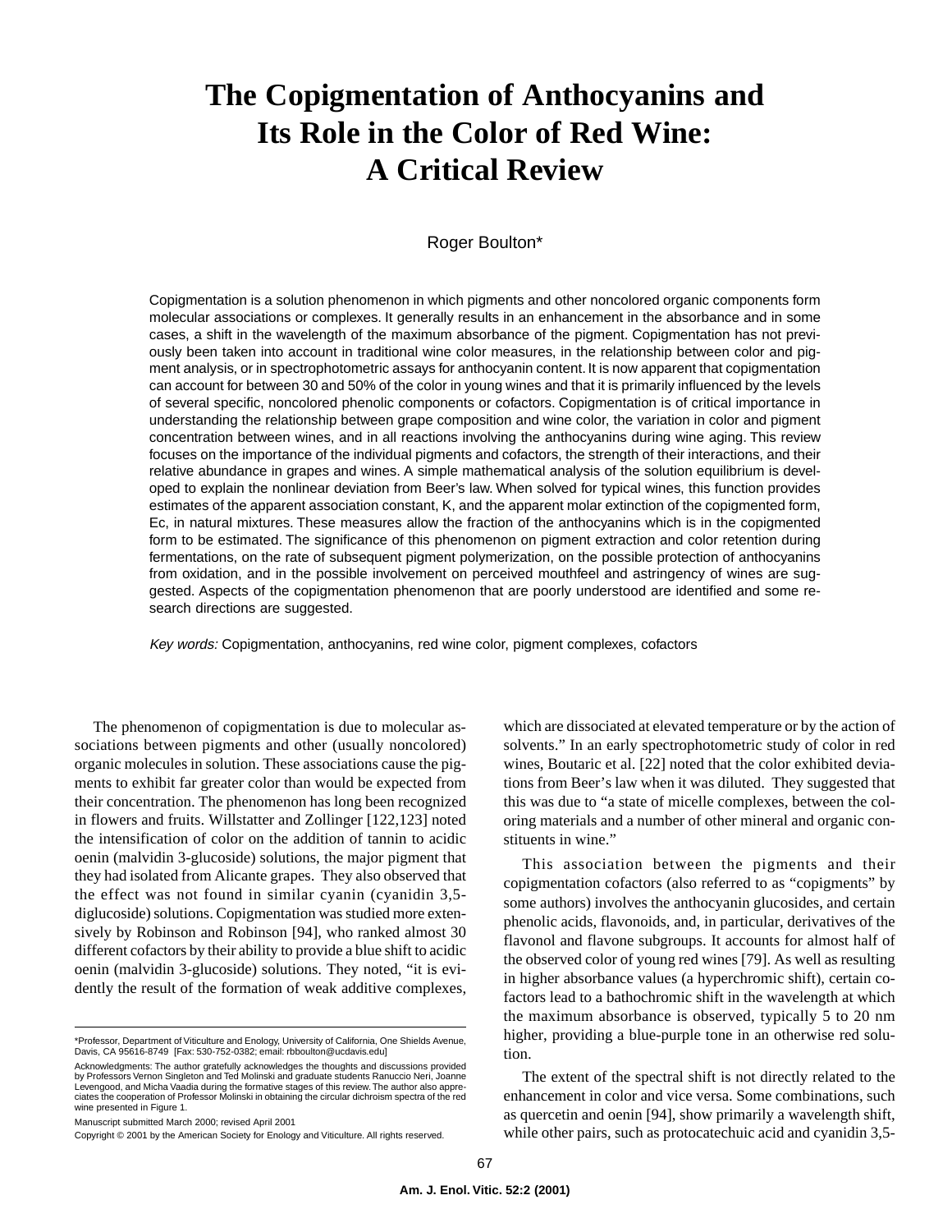# The Copigmentation of Anthocyanins and Its Role in the Color of Red Wine: A Critical Review

Roger Boulton*

Copigmentation is a solution phenomenon in which pigments and other noncolored organic components form molecular associations or complexes. It generally results in an enhancement in the absorbance and in some cases, a shift in the wavelength of the maximum absorbance of the pigment. Copigmentation has not previously been taken into account in traditional wine color measures, in the relationship between color and pigment analysis, or in spectrophotometric assays for anthocyanin content. It is now apparent that copigmentation can account for between 30 and 50% of the color in young wines and that it is primarily influenced by the levels of several specific, noncolored phenolic components or cofactors. Copigmentation is of critical importance in understanding the relationship between grape composition and wine color, the variation in color and pigment concentration between wines, and in all reactions involving the anthocyanins during wine aging. This review focuses on the importance of the individual pigments and cofactors, the strength of their interactions, and their relative abundance in grapes and wines. A simple mathematical analysis of the solution equilibrium is developed to explain the nonlinear deviation from Beer's law. When solved for typical wines, this function provides estimates of the apparent association constant, K, and the apparent molar extinction of the copigmented form, Ec, in natural mixtures. These measures allow the fraction of the anthocyanins which is in the copigmented form to be estimated. The significance of this phenomenon on pigment extraction and color retention during fermentations, on the rate of subsequent pigment polymerization, on the possible protection of anthocyanins from oxidation, and in the possible involvement on perceived mouthfeel and astringency of wines are suggested. Aspects of the copigmentation phenomenon that are poorly understood are identified and some research directions are suggested.

*Key words:* Copigmentation, anthocyanins, red wine color, pigment complexes, cofactors

The phenomenon of copigmentation is due to molecular associations between pigments and other (usually noncolored) organic molecules in solution. These associations cause the pigments to exhibit far greater color than would be expected from their concentration. The phenomenon has long been recognized in flowers and fruits. Willstatter and Zollinger [122,123] noted the intensification of color on the addition of tannin to acidic oenin (malvidin 3-glucoside) solutions, the major pigment that they had isolated from Alicante grapes. They also observed that the effect was not found in similar cyanin (cyanidin 3,5-diglucoside) solutions. Copigmentation was studied more extensively by Robinson and Robinson [94], who ranked almost 30 different cofactors by their ability to provide a blue shift to acidic oenin (malvidin 3-glucoside) solutions. They noted, "it is evidently the result of the formation of weak additive complexes, which are dissociated at elevated temperature or by the action of solvents." In an early spectrophotometric study of color in red wines, Boutaric et al. [22] noted that the color exhibited deviations from Beer's law when it was diluted. They suggested that this was due to "a state of micelle complexes, between the coloring materials and a number of other mineral and organic constituents in wine."

This association between the pigments and their copigmentation cofactors (also referred to as "copigments" by some authors) involves the anthocyanin glucosides, and certain phenolic acids, flavonoids, and, in particular, derivatives of the flavonol and flavone subgroups. It accounts for almost half of the observed color of young red wines [79]. As well as resulting in higher absorbance values (a hyperchromic shift), certain cofactors lead to a bathochromic shift in the wavelength at which the maximum absorbance is observed, typically 5 to 20 nm higher, providing a blue-purple tone in an otherwise red solution.

The extent of the spectral shift is not directly related to the enhancement in color and vice versa. Some combinations, such as quercetin and oenin [94], show primarily a wavelength shift, while other pairs, such as protocatechuic acid and cyanidin 3,5-

*Professor, Department of Viticulture and Enology, University of California, One Shields Avenue, Davis, CA 95616-8749 [Fax: 530-752-0382; email: rbboulton@ucdavis.edu]

Acknowledgments: The author gratefully acknowledges the thoughts and discussions provided by Professors Vernon Singleton and Ted Molinski and graduate students Ranuccio Neri, Joanne Levengood, and Micha Vaadia during the formative stages of this review. The author also appreciates the cooperation of Professor Molinski in obtaining the circular dichroism spectra of the red wine presented in Figure 1.

Manuscript submitted March 2000; revised April 2001

Copyright © 2001 by the American Society for Enology and Viticulture. All rights reserved.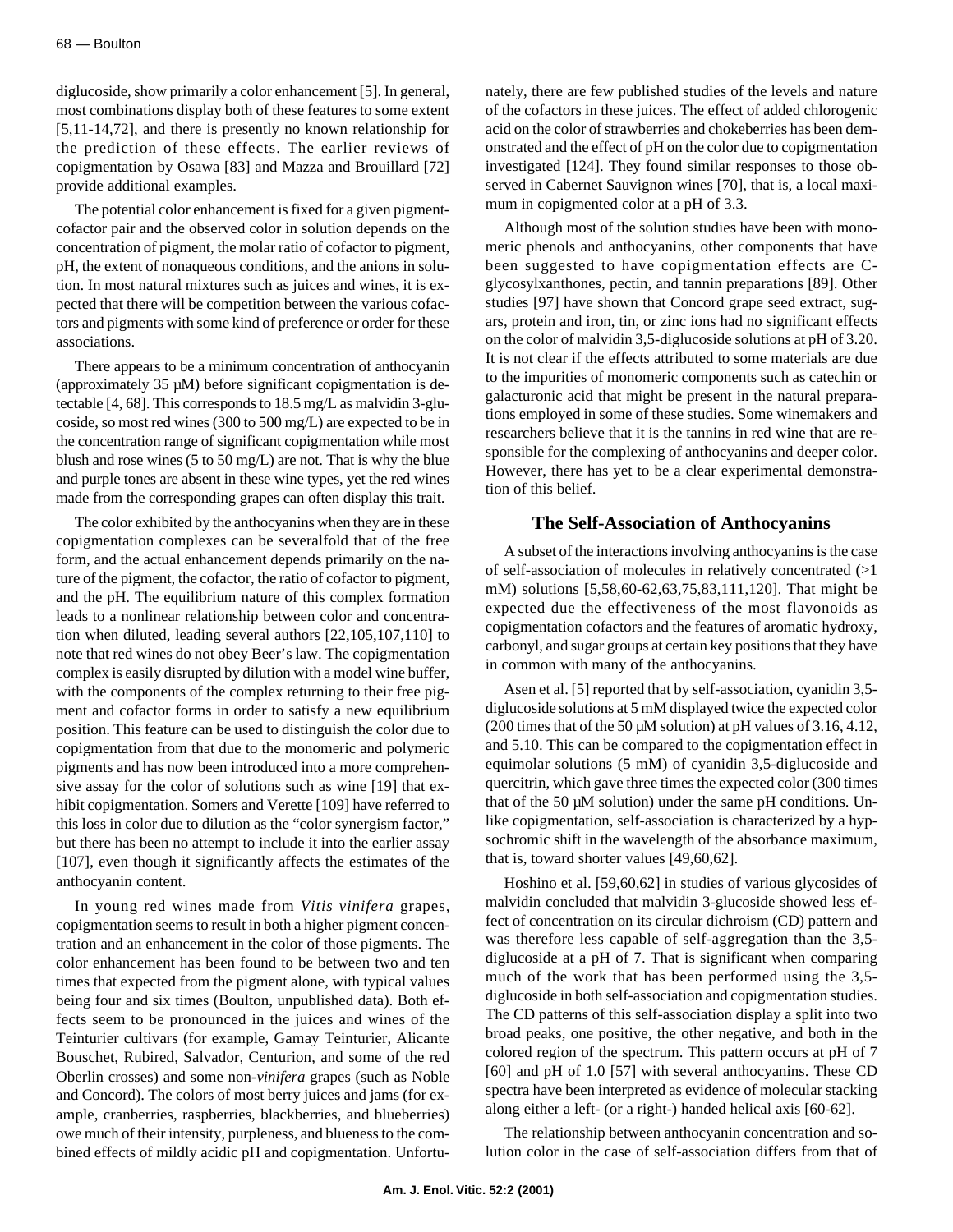diglucoside, show primarily a color enhancement [5]. In general, most combinations display both of these features to some extent [5,11-14,72], and there is presently no known relationship for the prediction of these effects. The earlier reviews of copigmentation by Osawa [83] and Mazza and Brouillard [72] provide additional examples.

The potential color enhancement is fixed for a given pigment-cofactor pair and the observed color in solution depends on the concentration of pigment, the molar ratio of cofactor to pigment, pH, the extent of nonaqueous conditions, and the anions in solution. In most natural mixtures such as juices and wines, it is expected that there will be competition between the various cofactors and pigments with some kind of preference or order for these associations.

There appears to be a minimum concentration of anthocyanin (approximately 35 µM) before significant copigmentation is detectable [4, 68]. This corresponds to 18.5 mg/L as malvidin 3-glucoside, so most red wines (300 to 500 mg/L) are expected to be in the concentration range of significant copigmentation while most blush and rose wines (5 to 50 mg/L) are not. That is why the blue and purple tones are absent in these wine types, yet the red wines made from the corresponding grapes can often display this trait.

The color exhibited by the anthocyanins when they are in these copigmentation complexes can be severalfold that of the free form, and the actual enhancement depends primarily on the nature of the pigment, the cofactor, the ratio of cofactor to pigment, and the pH. The equilibrium nature of this complex formation leads to a nonlinear relationship between color and concentration when diluted, leading several authors [22,105,107,110] to note that red wines do not obey Beer's law. The copigmentation complex is easily disrupted by dilution with a model wine buffer, with the components of the complex returning to their free pigment and cofactor forms in order to satisfy a new equilibrium position. This feature can be used to distinguish the color due to copigmentation from that due to the monomeric and polymeric pigments and has now been introduced into a more comprehensive assay for the color of solutions such as wine [19] that exhibit copigmentation. Somers and Verette [109] have referred to this loss in color due to dilution as the "color synergism factor," but there has been no attempt to include it into the earlier assay [107], even though it significantly affects the estimates of the anthocyanin content.

In young red wines made from *Vitis vinifera* grapes, copigmentation seems to result in both a higher pigment concentration and an enhancement in the color of those pigments. The color enhancement has been found to be between two and ten times that expected from the pigment alone, with typical values being four and six times (Boulton, unpublished data). Both effects seem to be pronounced in the juices and wines of the Teinturier cultivars (for example, Gamay Teinturier, Alicante Bouschet, Rubired, Salvador, Centurion, and some of the red Oberlin crosses) and some non-*vinifera* grapes (such as Noble and Concord). The colors of most berry juices and jams (for example, cranberries, raspberries, blackberries, and blueberries) owe much of their intensity, purpleness, and blueness to the combined effects of mildly acidic pH and copigmentation. Unfortunately, there are few published studies of the levels and nature of the cofactors in these juices. The effect of added chlorogenic acid on the color of strawberries and chokeberries has been demonstrated and the effect of pH on the color due to copigmentation investigated [124]. They found similar responses to those observed in Cabernet Sauvignon wines [70], that is, a local maximum in copigmented color at a pH of 3.3.

Although most of the solution studies have been with monomeric phenols and anthocyanins, other components that have been suggested to have copigmentation effects are C-glycosylxanthones, pectin, and tannin preparations [89]. Other studies [97] have shown that Concord grape seed extract, sugars, protein and iron, tin, or zinc ions had no significant effects on the color of malvidin 3,5-diglucoside solutions at pH of 3.20. It is not clear if the effects attributed to some materials are due to the impurities of monomeric components such as catechin or galacturonic acid that might be present in the natural preparations employed in some of these studies. Some winemakers and researchers believe that it is the tannins in red wine that are responsible for the complexing of anthocyanins and deeper color. However, there has yet to be a clear experimental demonstration of this belief.

## The Self-Association of Anthocyanins

A subset of the interactions involving anthocyanins is the case of self-association of molecules in relatively concentrated (>1 mM) solutions [5,58,60-62,63,75,83,111,120]. That might be expected due the effectiveness of the most flavonoids as copigmentation cofactors and the features of aromatic hydroxy, carbonyl, and sugar groups at certain key positions that they have in common with many of the anthocyanins.

Asen et al. [5] reported that by self-association, cyanidin 3,5-diglucoside solutions at 5 mM displayed twice the expected color (200 times that of the 50 µM solution) at pH values of 3.16, 4.12, and 5.10. This can be compared to the copigmentation effect in equimolar solutions (5 mM) of cyanidin 3,5-diglucoside and quercitrin, which gave three times the expected color (300 times that of the 50 µM solution) under the same pH conditions. Unlike copigmentation, self-association is characterized by a hypsochromic shift in the wavelength of the absorbance maximum, that is, toward shorter values [49,60,62].

Hoshino et al. [59,60,62] in studies of various glycosides of malvidin concluded that malvidin 3-glucoside showed less effect of concentration on its circular dichroism (CD) pattern and was therefore less capable of self-aggregation than the 3,5-diglucoside at a pH of 7. That is significant when comparing much of the work that has been performed using the 3,5-diglucoside in both self-association and copigmentation studies. The CD patterns of this self-association display a split into two broad peaks, one positive, the other negative, and both in the colored region of the spectrum. This pattern occurs at pH of 7 [60] and pH of 1.0 [57] with several anthocyanins. These CD spectra have been interpreted as evidence of molecular stacking along either a left- (or a right-) handed helical axis [60-62].

The relationship between anthocyanin concentration and solution color in the case of self-association differs from that of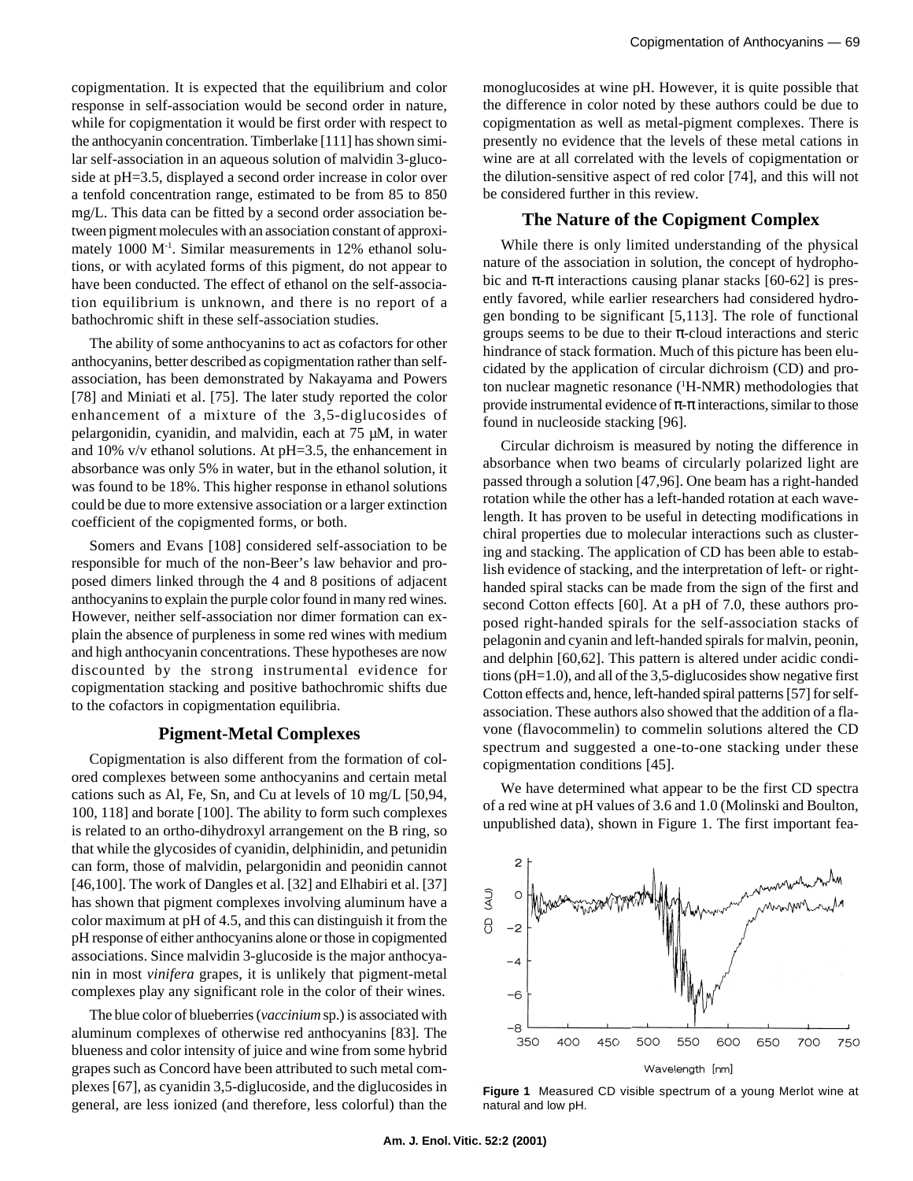copigmentation. It is expected that the equilibrium and color response in self-association would be second order in nature, while for copigmentation it would be first order with respect to the anthocyanin concentration. Timberlake [111] has shown similar self-association in an aqueous solution of malvidin 3-glucoside at pH=3.5, displayed a second order increase in color over a tenfold concentration range, estimated to be from 85 to 850 mg/L. This data can be fitted by a second order association between pigment molecules with an association constant of approximately 1000 $M^{-1}$. Similar measurements in 12% ethanol solutions, or with acylated forms of this pigment, do not appear to have been conducted. The effect of ethanol on the self-association equilibrium is unknown, and there is no report of a bathochromic shift in these self-association studies.

The ability of some anthocyanins to act as cofactors for other anthocyanins, better described as copigmentation rather than self-association, has been demonstrated by Nakayama and Powers [78] and Miniati et al. [75]. The later study reported the color enhancement of a mixture of the 3,5-diglucosides of pelargonidin, cyanidin, and malvidin, each at 75 μM, in water and 10% v/v ethanol solutions. At pH=3.5, the enhancement in absorbance was only 5% in water, but in the ethanol solution, it was found to be 18%. This higher response in ethanol solutions could be due to more extensive association or a larger extinction coefficient of the copigmented forms, or both.

Somers and Evans [108] considered self-association to be responsible for much of the non-Beer's law behavior and proposed dimers linked through the 4 and 8 positions of adjacent anthocyanins to explain the purple color found in many red wines. However, neither self-association nor dimer formation can explain the absence of purpleness in some red wines with medium and high anthocyanin concentrations. These hypotheses are now discounted by the strong instrumental evidence for copigmentation stacking and positive bathochromic shifts due to the cofactors in copigmentation equilibria.

## Pigment-Metal Complexes

Copigmentation is also different from the formation of colored complexes between some anthocyanins and certain metal cations such as Al, Fe, Sn, and Cu at levels of 10 mg/L [50,94, 100, 118] and borate [100]. The ability to form such complexes is related to an ortho-dihydroxyl arrangement on the B ring, so that while the glycosides of cyanidin, delphinidin, and petunidin can form, those of malvidin, pelargonidin and peonidin cannot [46,100]. The work of Dangles et al. [32] and Elhabiri et al. [37] has shown that pigment complexes involving aluminum have a color maximum at pH of 4.5, and this can distinguish it from the pH response of either anthocyanins alone or those in copigmented associations. Since malvidin 3-glucoside is the major anthocyanin in most *vinifera* grapes, it is unlikely that pigment-metal complexes play any significant role in the color of their wines.

The blue color of blueberries (*vaccinium* sp.) is associated with aluminum complexes of otherwise red anthocyanins [83]. The blueness and color intensity of juice and wine from some hybrid grapes such as Concord have been attributed to such metal complexes [67], as cyanidin 3,5-diglucoside, and the diglucosides in general, are less ionized (and therefore, less colorful) than the monoglucosides at wine pH. However, it is quite possible that the difference in color noted by these authors could be due to copigmentation as well as metal-pigment complexes. There is presently no evidence that the levels of these metal cations in wine are at all correlated with the levels of copigmentation or the dilution-sensitive aspect of red color [74], and this will not be considered further in this review.

## The Nature of the Copigment Complex

While there is only limited understanding of the physical nature of the association in solution, the concept of hydrophobic and π-π interactions causing planar stacks [60-62] is presently favored, while earlier researchers had considered hydrogen bonding to be significant [5,113]. The role of functional groups seems to be due to their π-cloud interactions and steric hindrance of stack formation. Much of this picture has been elucidated by the application of circular dichroism (CD) and proton nuclear magnetic resonance ($^1$H-NMR) methodologies that provide instrumental evidence of π-π interactions, similar to those found in nucleoside stacking [96].

Circular dichroism is measured by noting the difference in absorbance when two beams of circularly polarized light are passed through a solution [47,96]. One beam has a right-handed rotation while the other has a left-handed rotation at each wavelength. It has proven to be useful in detecting modifications in chiral properties due to molecular interactions such as clustering and stacking. The application of CD has been able to establish evidence of stacking, and the interpretation of left- or right-handed spiral stacks can be made from the sign of the first and second Cotton effects [60]. At a pH of 7.0, these authors proposed right-handed spirals for the self-association stacks of pelagonin and cyanin and left-handed spirals for malvin, peonin, and delphin [60,62]. This pattern is altered under acidic conditions (pH=1.0), and all of the 3,5-diglucosides show negative first Cotton effects and, hence, left-handed spiral patterns [57] for self-association. These authors also showed that the addition of a flavone (flavocommelin) to commelin solutions altered the CD spectrum and suggested a one-to-one stacking under these copigmentation conditions [45].

We have determined what appear to be the first CD spectra of a red wine at pH values of 3.6 and 1.0 (Molinski and Boulton, unpublished data), shown in Figure 1. The first important fea-

**Figure 1** Measured CD visible spectrum of a young Merlot wine at natural and low pH.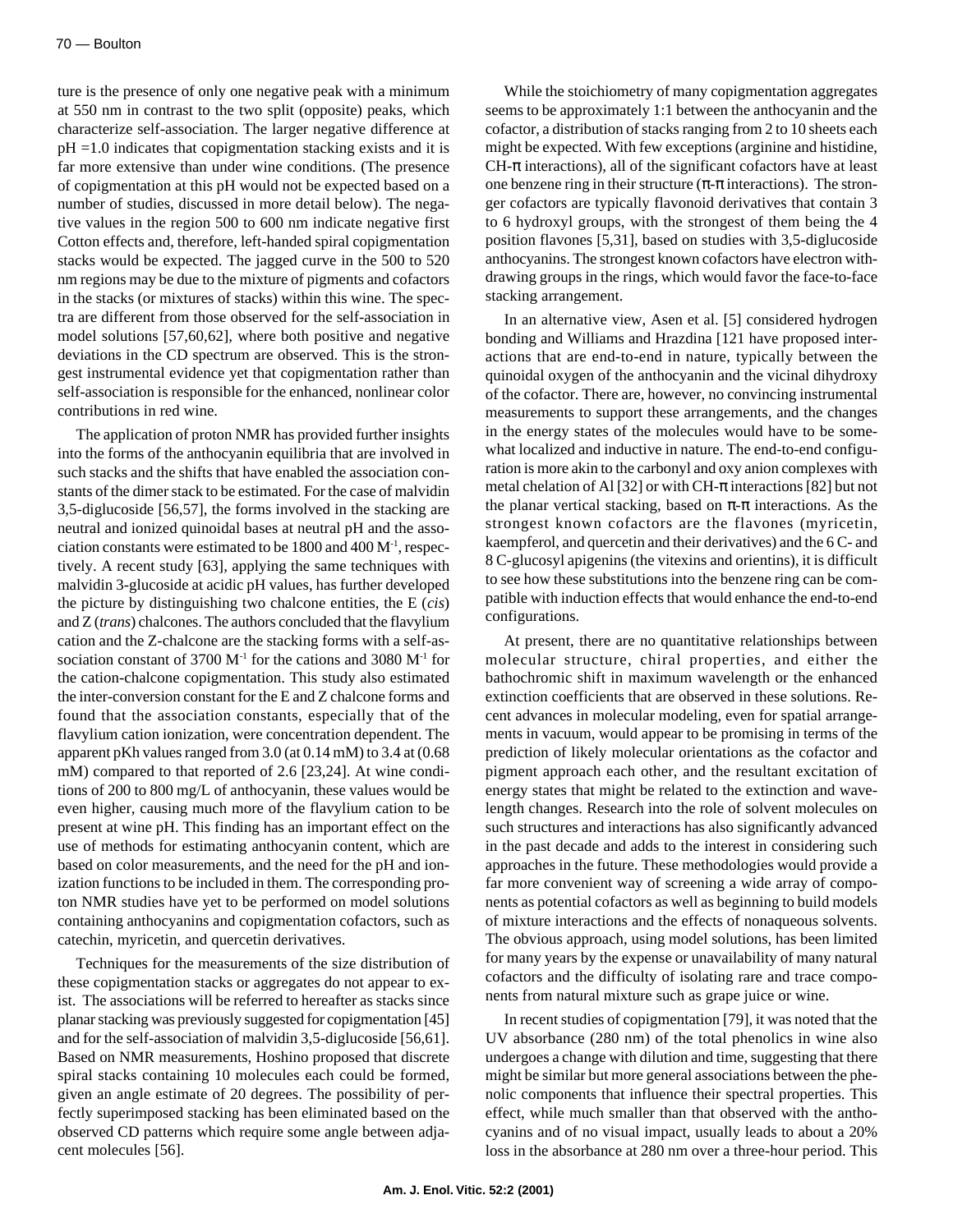ture is the presence of only one negative peak with a minimum at 550 nm in contrast to the two split (opposite) peaks, which characterize self-association. The larger negative difference at pH =1.0 indicates that copigmentation stacking exists and it is far more extensive than under wine conditions. (The presence of copigmentation at this pH would not be expected based on a number of studies, discussed in more detail below). The negative values in the region 500 to 600 nm indicate negative first Cotton effects and, therefore, left-handed spiral copigmentation stacks would be expected. The jagged curve in the 500 to 520 nm regions may be due to the mixture of pigments and cofactors in the stacks (or mixtures of stacks) within this wine. The spectra are different from those observed for the self-association in model solutions [57,60,62], where both positive and negative deviations in the CD spectrum are observed. This is the strongest instrumental evidence yet that copigmentation rather than self-association is responsible for the enhanced, nonlinear color contributions in red wine.

The application of proton NMR has provided further insights into the forms of the anthocyanin equilibria that are involved in such stacks and the shifts that have enabled the association constants of the dimer stack to be estimated. For the case of malvidin 3,5-diglucoside [56,57], the forms involved in the stacking are neutral and ionized quinoidal bases at neutral pH and the association constants were estimated to be 1800 and 400 $M^{-1}$, respectively. A recent study [63], applying the same techniques with malvidin 3-glucoside at acidic pH values, has further developed the picture by distinguishing two chalcone entities, the E (*cis*) and Z (*trans*) chalcones. The authors concluded that the flavylium cation and the Z-chalcone are the stacking forms with a self-association constant of 3700 $M^{-1}$ for the cations and 3080 $M^{-1}$ for the cation-chalcone copigmentation. This study also estimated the inter-conversion constant for the E and Z chalcone forms and found that the association constants, especially that of the flavylium cation ionization, were concentration dependent. The apparent pKh values ranged from 3.0 (at 0.14 mM) to 3.4 at (0.68 mM) compared to that reported of 2.6 [23,24]. At wine conditions of 200 to 800 mg/L of anthocyanin, these values would be even higher, causing much more of the flavylium cation to be present at wine pH. This finding has an important effect on the use of methods for estimating anthocyanin content, which are based on color measurements, and the need for the pH and ionization functions to be included in them. The corresponding proton NMR studies have yet to be performed on model solutions containing anthocyanins and copigmentation cofactors, such as catechin, myricetin, and quercetin derivatives.

Techniques for the measurements of the size distribution of these copigmentation stacks or aggregates do not appear to exist. The associations will be referred to hereafter as stacks since planar stacking was previously suggested for copigmentation [45] and for the self-association of malvidin 3,5-diglucoside [56,61]. Based on NMR measurements, Hoshino proposed that discrete spiral stacks containing 10 molecules each could be formed, given an angle estimate of 20 degrees. The possibility of perfectly superimposed stacking has been eliminated based on the observed CD patterns which require some angle between adjacent molecules [56].

While the stoichiometry of many copigmentation aggregates seems to be approximately 1:1 between the anthocyanin and the cofactor, a distribution of stacks ranging from 2 to 10 sheets each might be expected. With few exceptions (arginine and histidine, CH-π interactions), all of the significant cofactors have at least one benzene ring in their structure (π-π interactions). The stronger cofactors are typically flavonoid derivatives that contain 3 to 6 hydroxyl groups, with the strongest of them being the 4 position flavones [5,31], based on studies with 3,5-diglucoside anthocyanins. The strongest known cofactors have electron withdrawing groups in the rings, which would favor the face-to-face stacking arrangement.

In an alternative view, Asen et al. [5] considered hydrogen bonding and Williams and Hrazdina [121 have proposed interactions that are end-to-end in nature, typically between the quinoidal oxygen of the anthocyanin and the vicinal dihydroxy of the cofactor. There are, however, no convincing instrumental measurements to support these arrangements, and the changes in the energy states of the molecules would have to be somewhat localized and inductive in nature. The end-to-end configuration is more akin to the carbonyl and oxy anion complexes with metal chelation of Al [32] or with CH-π interactions [82] but not the planar vertical stacking, based on π-π interactions. As the strongest known cofactors are the flavones (myricetin, kaempferol, and quercetin and their derivatives) and the 6 C- and 8 C-glucosyl apigenins (the vitexins and orientins), it is difficult to see how these substitutions into the benzene ring can be compatible with induction effects that would enhance the end-to-end configurations.

At present, there are no quantitative relationships between molecular structure, chiral properties, and either the bathochromic shift in maximum wavelength or the enhanced extinction coefficients that are observed in these solutions. Recent advances in molecular modeling, even for spatial arrangements in vacuum, would appear to be promising in terms of the prediction of likely molecular orientations as the cofactor and pigment approach each other, and the resultant excitation of energy states that might be related to the extinction and wavelength changes. Research into the role of solvent molecules on such structures and interactions has also significantly advanced in the past decade and adds to the interest in considering such approaches in the future. These methodologies would provide a far more convenient way of screening a wide array of components as potential cofactors as well as beginning to build models of mixture interactions and the effects of nonaqueous solvents. The obvious approach, using model solutions, has been limited for many years by the expense or unavailability of many natural cofactors and the difficulty of isolating rare and trace components from natural mixture such as grape juice or wine.

In recent studies of copigmentation [79], it was noted that the UV absorbance (280 nm) of the total phenolics in wine also undergoes a change with dilution and time, suggesting that there might be similar but more general associations between the phenolic components that influence their spectral properties. This effect, while much smaller than that observed with the anthocyanins and of no visual impact, usually leads to about a 20% loss in the absorbance at 280 nm over a three-hour period. This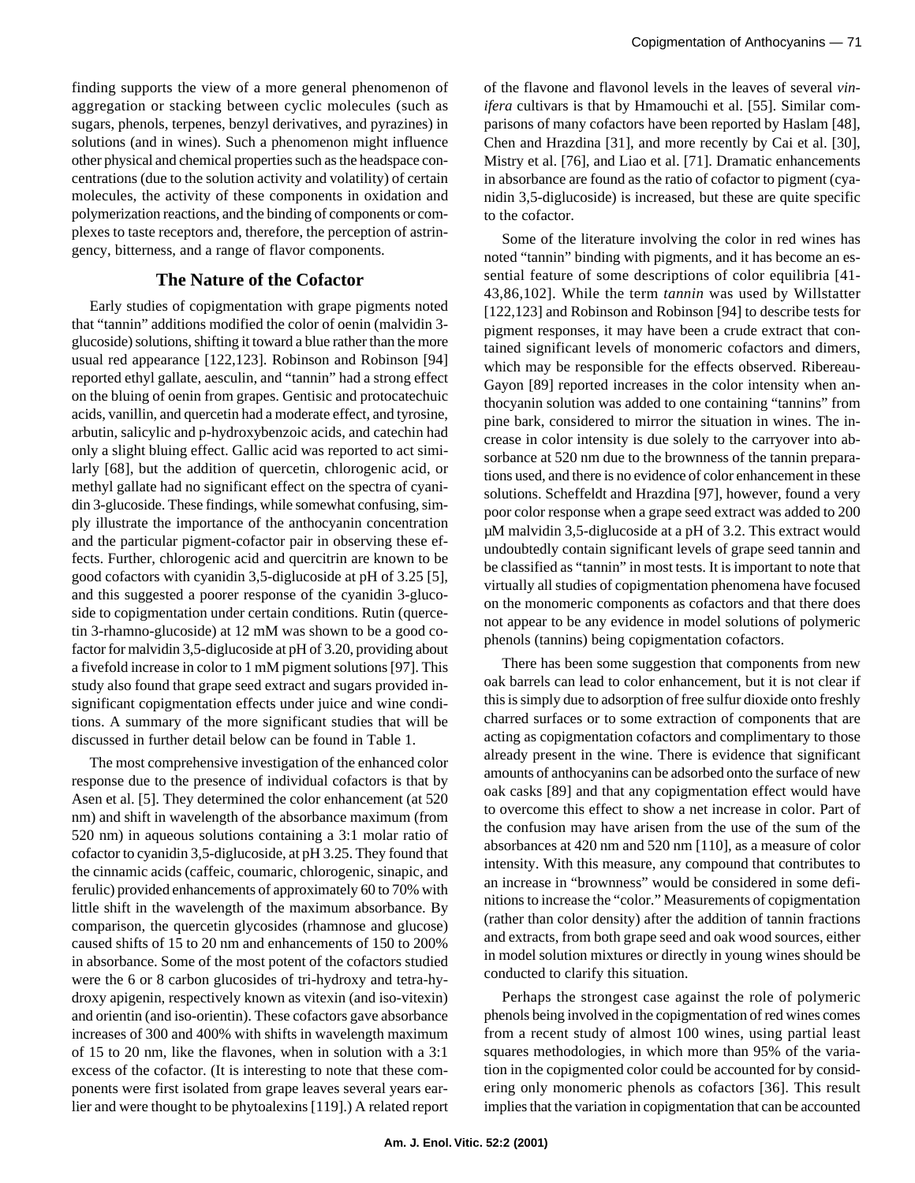finding supports the view of a more general phenomenon of aggregation or stacking between cyclic molecules (such as sugars, phenols, terpenes, benzyl derivatives, and pyrazines) in solutions (and in wines). Such a phenomenon might influence other physical and chemical properties such as the headspace concentrations (due to the solution activity and volatility) of certain molecules, the activity of these components in oxidation and polymerization reactions, and the binding of components or complexes to taste receptors and, therefore, the perception of astringency, bitterness, and a range of flavor components.

## The Nature of the Cofactor

Early studies of copigmentation with grape pigments noted that "tannin" additions modified the color of oenin (malvidin 3-glucoside) solutions, shifting it toward a blue rather than the more usual red appearance [122,123]. Robinson and Robinson [94] reported ethyl gallate, aesculin, and "tannin" had a strong effect on the bluing of oenin from grapes. Gentisic and protocatechuic acids, vanillin, and quercetin had a moderate effect, and tyrosine, arbutin, salicylic and p-hydroxybenzoic acids, and catechin had only a slight bluing effect. Gallic acid was reported to act similarly [68], but the addition of quercetin, chlorogenic acid, or methyl gallate had no significant effect on the spectra of cyanidin 3-glucoside. These findings, while somewhat confusing, simply illustrate the importance of the anthocyanin concentration and the particular pigment-cofactor pair in observing these effects. Further, chlorogenic acid and quercitrin are known to be good cofactors with cyanidin 3,5-diglucoside at pH of 3.25 [5], and this suggested a poorer response of the cyanidin 3-glucoside to copigmentation under certain conditions. Rutin (quercetin 3-rhamno-glucoside) at 12 mM was shown to be a good cofactor for malvidin 3,5-diglucoside at pH of 3.20, providing about a fivefold increase in color to 1 mM pigment solutions [97]. This study also found that grape seed extract and sugars provided insignificant copigmentation effects under juice and wine conditions. A summary of the more significant studies that will be discussed in further detail below can be found in Table 1.

The most comprehensive investigation of the enhanced color response due to the presence of individual cofactors is that by Asen et al. [5]. They determined the color enhancement (at 520 nm) and shift in wavelength of the absorbance maximum (from 520 nm) in aqueous solutions containing a 3:1 molar ratio of cofactor to cyanidin 3,5-diglucoside, at pH 3.25. They found that the cinnamic acids (caffeic, coumaric, chlorogenic, sinapic, and ferulic) provided enhancements of approximately 60 to 70% with little shift in the wavelength of the maximum absorbance. By comparison, the quercetin glycosides (rhamnose and glucose) caused shifts of 15 to 20 nm and enhancements of 150 to 200% in absorbance. Some of the most potent of the cofactors studied were the 6 or 8 carbon glucosides of tri-hydroxy and tetra-hydroxy apigenin, respectively known as vitexin (and iso-vitexin) and orientin (and iso-orientin). These cofactors gave absorbance increases of 300 and 400% with shifts in wavelength maximum of 15 to 20 nm, like the flavones, when in solution with a 3:1 excess of the cofactor. (It is interesting to note that these components were first isolated from grape leaves several years earlier and were thought to be phytoalexins [119].) A related report of the flavone and flavonol levels in the leaves of several *vinifera* cultivars is that by Hmamouchi et al. [55]. Similar comparisons of many cofactors have been reported by Haslam [48], Chen and Hrazdina [31], and more recently by Cai et al. [30], Mistry et al. [76], and Liao et al. [71]. Dramatic enhancements in absorbance are found as the ratio of cofactor to pigment (cyanidin 3,5-diglucoside) is increased, but these are quite specific to the cofactor.

Some of the literature involving the color in red wines has noted "tannin" binding with pigments, and it has become an essential feature of some descriptions of color equilibria [41-43,86,102]. While the term *tannin* was used by Willstatter [122,123] and Robinson and Robinson [94] to describe tests for pigment responses, it may have been a crude extract that contained significant levels of monomeric cofactors and dimers, which may be responsible for the effects observed. Ribereau-Gayon [89] reported increases in the color intensity when anthocyanin solution was added to one containing "tannins" from pine bark, considered to mirror the situation in wines. The increase in color intensity is due solely to the carryover into absorbance at 520 nm due to the brownness of the tannin preparations used, and there is no evidence of color enhancement in these solutions. Scheffeldt and Hrazdina [97], however, found a very poor color response when a grape seed extract was added to 200 µM malvidin 3,5-diglucoside at a pH of 3.2. This extract would undoubtedly contain significant levels of grape seed tannin and be classified as "tannin" in most tests. It is important to note that virtually all studies of copigmentation phenomena have focused on the monomeric components as cofactors and that there does not appear to be any evidence in model solutions of polymeric phenols (tannins) being copigmentation cofactors.

There has been some suggestion that components from new oak barrels can lead to color enhancement, but it is not clear if this is simply due to adsorption of free sulfur dioxide onto freshly charred surfaces or to some extraction of components that are acting as copigmentation cofactors and complimentary to those already present in the wine. There is evidence that significant amounts of anthocyanins can be adsorbed onto the surface of new oak casks [89] and that any copigmentation effect would have to overcome this effect to show a net increase in color. Part of the confusion may have arisen from the use of the sum of the absorbances at 420 nm and 520 nm [110], as a measure of color intensity. With this measure, any compound that contributes to an increase in "brownness" would be considered in some definitions to increase the "color." Measurements of copigmentation (rather than color density) after the addition of tannin fractions and extracts, from both grape seed and oak wood sources, either in model solution mixtures or directly in young wines should be conducted to clarify this situation.

Perhaps the strongest case against the role of polymeric phenols being involved in the copigmentation of red wines comes from a recent study of almost 100 wines, using partial least squares methodologies, in which more than 95% of the variation in the copigmented color could be accounted for by considering only monomeric phenols as cofactors [36]. This result implies that the variation in copigmentation that can be accounted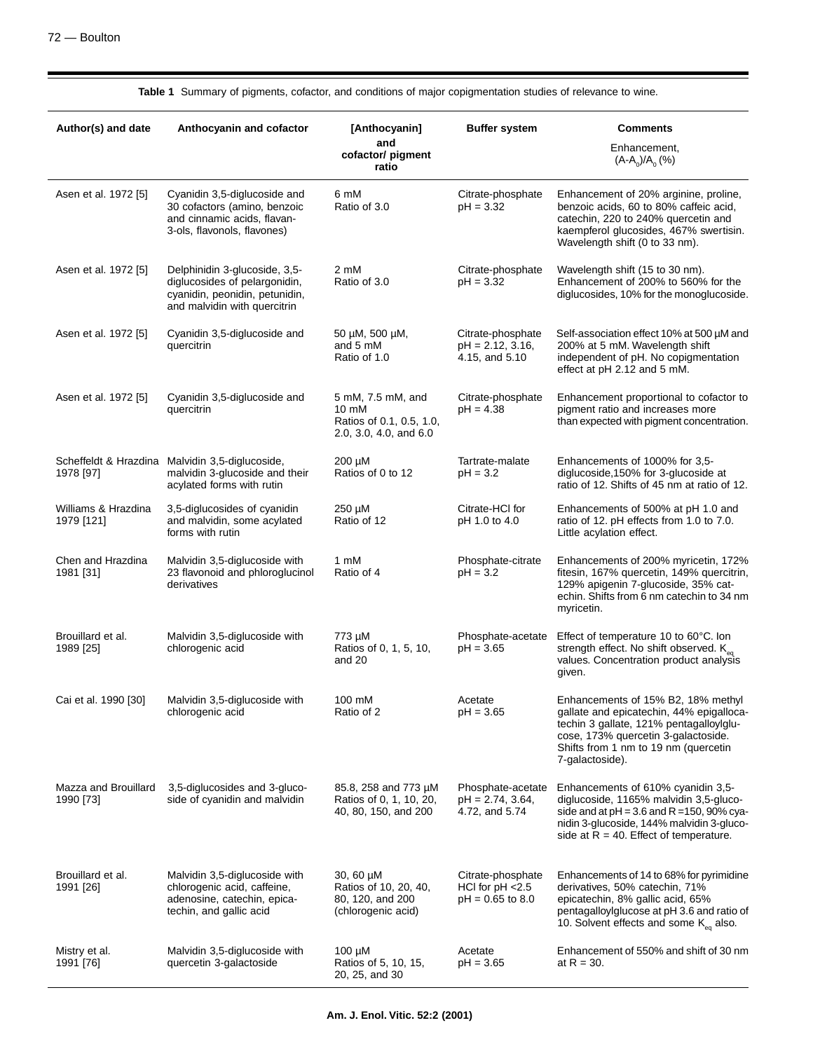**Table 1** Summary of pigments, cofactor, and conditions of major copigmentation studies of relevance to wine.

| Author(s) and date | Anthocyanin and cofactor | [Anthocyanin] and cofactor/ pigment ratio | Buffer system | Comments Enhancement, $(A\text{-}A_0)/A_0$ (%) |
|---|---|---|---|---|
| Asen et al. 1972 [5] | Cyanidin 3,5-diglucoside and 30 cofactors (amino, benzoic and cinnamic acids, flavan-3-ols, flavonols, flavones) | 6 mM Ratio of 3.0 | Citrate-phosphate pH = 3.32 | Enhancement of 20% arginine, proline, benzoic acids, 60 to 80% caffeic acid, catechin, 220 to 240% quercetin and kaempferol glucosides, 467% swertisin. Wavelength shift (0 to 33 nm). |
| Asen et al. 1972 [5] | Delphinidin 3-glucoside, 3,5-diglucosides of pelargonidin, cyanidin, peonidin, petunidin, and malvidin with quercitrin | 2 mM Ratio of 3.0 | Citrate-phosphate pH = 3.32 | Wavelength shift (15 to 30 nm). Enhancement of 200% to 560% for the diglucosides, 10% for the monoglucoside. |
| Asen et al. 1972 [5] | Cyanidin 3,5-diglucoside and quercitrin | 50 µM, 500 µM, and 5 mM Ratio of 1.0 | Citrate-phosphate pH = 2.12, 3.16, 4.15, and 5.10 | Self-association effect 10% at 500 µM and 200% at 5 mM. Wavelength shift independent of pH. No copigmentation effect at pH 2.12 and 5 mM. |
| Asen et al. 1972 [5] | Cyanidin 3,5-diglucoside and quercitrin | 5 mM, 7.5 mM, and 10 mM Ratios of 0.1, 0.5, 1.0, 2.0, 3.0, 4.0, and 6.0 | Citrate-phosphate pH = 4.38 | Enhancement proportional to cofactor to pigment ratio and increases more than expected with pigment concentration. |
| Scheffeldt & Hrazdina 1978 [97] | Malvidin 3,5-diglucoside, malvidin 3-glucoside and their acylated forms with rutin | 200 µM Ratios of 0 to 12 | Tartrate-malate pH = 3.2 | Enhancements of 1000% for 3,5-diglucoside,150% for 3-glucoside at ratio of 12. Shifts of 45 nm at ratio of 12. |
| Williams & Hrazdina 1979 [121] | 3,5-diglucosides of cyanidin and malvidin, some acylated forms with rutin | 250 µM Ratio of 12 | Citrate-HCl for pH 1.0 to 4.0 | Enhancements of 500% at pH 1.0 and ratio of 12. pH effects from 1.0 to 7.0. Little acylation effect. |
| Chen and Hrazdina 1981 [31] | Malvidin 3,5-diglucoside with 23 flavonoid and phloroglucinol derivatives | 1 mM Ratio of 4 | Phosphate-citrate pH = 3.2 | Enhancements of 200% myricetin, 172% fitesin, 167% quercetin, 149% quercitrin, 129% apigenin 7-glucoside, 35% catechin. Shifts from 6 nm catechin to 34 nm myricetin. |
| Brouillard et al. 1989 [25] | Malvidin 3,5-diglucoside with chlorogenic acid | 773 µM Ratios of 0, 1, 5, 10, and 20 | Phosphate-acetate pH = 3.65 | Effect of temperature 10 to 60°C. Ion strength effect. No shift observed. $K_{eq}$ values. Concentration product analysis given. |
| Cai et al. 1990 [30] | Malvidin 3,5-diglucoside with chlorogenic acid | 100 mM Ratio of 2 | Acetate pH = 3.65 | Enhancements of 15% B2, 18% methyl gallate and epicatechin, 44% epigallocatechin 3 gallate, 121% pentagalloylglucose, 173% quercetin 3-galactoside. Shifts from 1 nm to 19 nm (quercetin 7-galactoside). |
| Mazza and Brouillard 1990 [73] | 3,5-diglucosides and 3-glucoside of cyanidin and malvidin | 85.8, 258 and 773 µM Ratios of 0, 1, 10, 20, 40, 80, 150, and 200 | Phosphate-acetate pH = 2.74, 3.64, 4.72, and 5.74 | Enhancements of 610% cyanidin 3,5-diglucoside, 1165% malvidin 3,5-glucoside and at pH = 3.6 and R =150, 90% cyanidin 3-glucoside, 144% malvidin 3-glucoside at R = 40. Effect of temperature. |
| Brouillard et al. 1991 [26] | Malvidin 3,5-diglucoside with chlorogenic acid, caffeine, adenosine, catechin, epicatechin, and gallic acid | 30, 60 µM Ratios of 10, 20, 40, 80, 120, and 200 (chlorogenic acid) | Citrate-phosphate HCl for pH <2.5 pH = 0.65 to 8.0 | Enhancements of 14 to 68% for pyrimidine derivatives, 50% catechin, 71% epicatechin, 8% gallic acid, 65% pentagalloylglucose at pH 3.6 and ratio of 10. Solvent effects and some $K_{eq}$ also. |
| Mistry et al. 1991 [76] | Malvidin 3,5-diglucoside with quercetin 3-galactoside | 100 µM Ratios of 5, 10, 15, 20, 25, and 30 | Acetate pH = 3.65 | Enhancement of 550% and shift of 30 nm at R = 30. |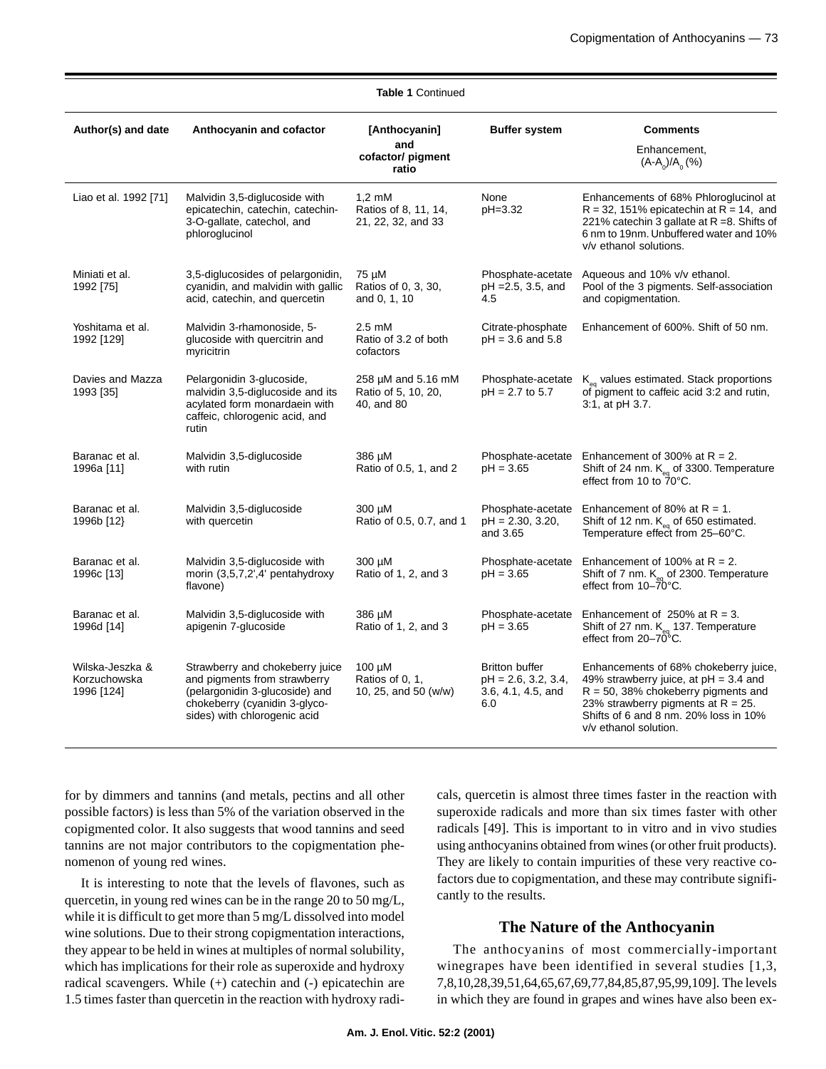**Table 1** Continued

| Author(s) and date | Anthocyanin and cofactor | [Anthocyanin] and cofactor/ pigment ratio | Buffer system | Comments Enhancement, $(A-A_0)/A_0$ (%) |
|---|---|---|---|---|
| Liao et al. 1992 [71] | Malvidin 3,5-diglucoside with epicatechin, catechin, catechin-3-O-gallate, catechol, and phloroglucinol | 1,2 mM Ratios of 8, 11, 14, 21, 22, 32, and 33 | None pH=3.32 | Enhancements of 68% Phloroglucinol at R = 32, 151% epicatechin at R = 14, and 221% catechin 3 gallate at R =8. Shifts of 6 nm to 19nm. Unbuffered water and 10% v/v ethanol solutions. |
| Miniati et al. 1992 [75] | 3,5-diglucosides of pelargonidin, cyanidin, and malvidin with gallic acid, catechin, and quercetin | 75 µM Ratios of 0, 3, 30, and 0, 1, 10 | Phosphate-acetate pH =2.5, 3.5, and 4.5 | Aqueous and 10% v/v ethanol. Pool of the 3 pigments. Self-association and copigmentation. |
| Yoshitama et al. 1992 [129] | Malvidin 3-rhamonoside, 5-glucoside with quercitrin and myricitrin | 2.5 mM Ratio of 3.2 of both cofactors | Citrate-phosphate pH = 3.6 and 5.8 | Enhancement of 600%. Shift of 50 nm. |
| Davies and Mazza 1993 [35] | Pelargonidin 3-glucoside, malvidin 3,5-diglucoside and its acylated form monardaein with caffeic, chlorogenic acid, and rutin | 258 µM and 5.16 mM Ratio of 5, 10, 20, 40, and 80 | Phosphate-acetate pH = 2.7 to 5.7 | $K_{eq}$ values estimated. Stack proportions of pigment to caffeic acid 3:2 and rutin, 3:1, at pH 3.7. |
| Baranac et al. 1996a [11] | Malvidin 3,5-diglucoside with rutin | 386 µM Ratio of 0.5, 1, and 2 | Phosphate-acetate pH = 3.65 | Enhancement of 300% at R = 2. Shift of 24 nm. $K_{eq}$ of 3300. Temperature effect from 10 to 70°C. |
| Baranac et al. 1996b [12} | Malvidin 3,5-diglucoside with quercetin | 300 µM Ratio of 0.5, 0.7, and 1 | Phosphate-acetate pH = 2.30, 3.20, and 3.65 | Enhancement of 80% at R = 1. Shift of 12 nm. $K_{eq}$ of 650 estimated. Temperature effect from 25–60°C. |
| Baranac et al. 1996c [13] | Malvidin 3,5-diglucoside with morin (3,5,7,2',4' pentahydroxy flavone) | 300 µM Ratio of 1, 2, and 3 | Phosphate-acetate pH = 3.65 | Enhancement of 100% at R = 2. Shift of 7 nm. $K_{eq}$ of 2300. Temperature effect from 10–70°C. |
| Baranac et al. 1996d [14] | Malvidin 3,5-diglucoside with apigenin 7-glucoside | 386 µM Ratio of 1, 2, and 3 | Phosphate-acetate pH = 3.65 | Enhancement of 250% at R = 3. Shift of 27 nm. $K_{eq}$ 137. Temperature effect from 20–70°C. |
| Wilska-Jeszka & Korzuchowska 1996 [124] | Strawberry and chokeberry juice and pigments from strawberry (pelargonidin 3-glucoside) and chokeberry (cyanidin 3-glyco-sides) with chlorogenic acid | 100 µM Ratios of 0, 1, 10, 25, and 50 (w/w) | Britton buffer pH = 2.6, 3.2, 3.4, 3.6, 4.1, 4.5, and 6.0 | Enhancements of 68% chokeberry juice, 49% strawberry juice, at pH = 3.4 and R = 50, 38% chokeberry pigments and 23% strawberry pigments at R = 25. Shifts of 6 and 8 nm. 20% loss in 10% v/v ethanol solution. |

for by dimmers and tannins (and metals, pectins and all other possible factors) is less than 5% of the variation observed in the copigmented color. It also suggests that wood tannins and seed tannins are not major contributors to the copigmentation phenomenon of young red wines.

It is interesting to note that the levels of flavones, such as quercetin, in young red wines can be in the range 20 to 50 mg/L, while it is difficult to get more than 5 mg/L dissolved into model wine solutions. Due to their strong copigmentation interactions, they appear to be held in wines at multiples of normal solubility, which has implications for their role as superoxide and hydroxy radical scavengers. While (+) catechin and (-) epicatechin are 1.5 times faster than quercetin in the reaction with hydroxy radicals, quercetin is almost three times faster in the reaction with superoxide radicals and more than six times faster with other radicals [49]. This is important to in vitro and in vivo studies using anthocyanins obtained from wines (or other fruit products). They are likely to contain impurities of these very reactive cofactors due to copigmentation, and these may contribute significantly to the results.

## The Nature of the Anthocyanin

The anthocyanins of most commercially-important winegrapes have been identified in several studies [1,3, 7,8,10,28,39,51,64,65,67,69,77,84,85,87,95,99,109]. The levels in which they are found in grapes and wines have also been ex-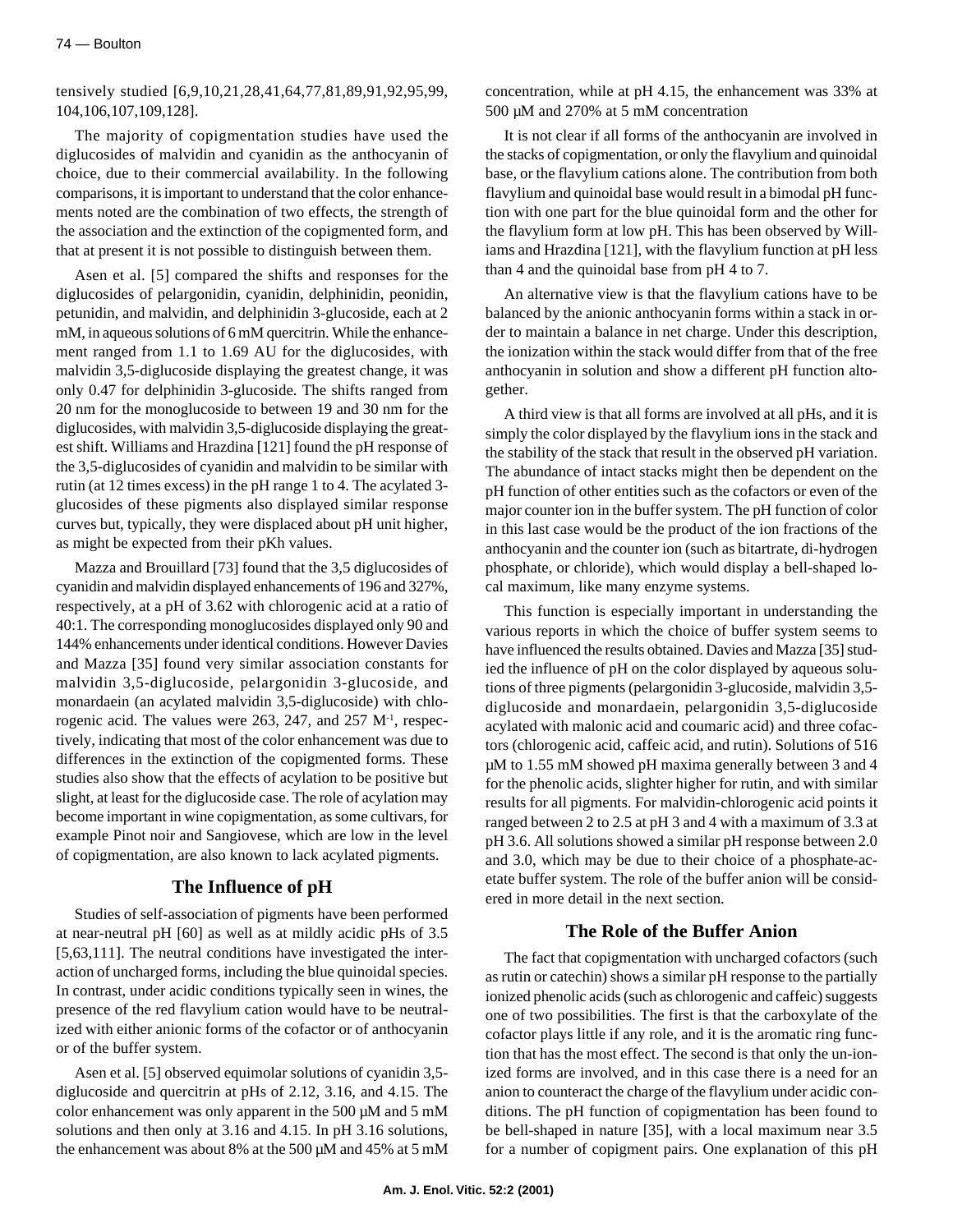tensively studied [6,9,10,21,28,41,64,77,81,89,91,92,95,99, 104,106,107,109,128].

The majority of copigmentation studies have used the diglucosides of malvidin and cyanidin as the anthocyanin of choice, due to their commercial availability. In the following comparisons, it is important to understand that the color enhancements noted are the combination of two effects, the strength of the association and the extinction of the copigmented form, and that at present it is not possible to distinguish between them.

Asen et al. [5] compared the shifts and responses for the diglucosides of pelargonidin, cyanidin, delphinidin, peonidin, petunidin, and malvidin, and delphinidin 3-glucoside, each at 2 mM, in aqueous solutions of 6 mM quercitrin. While the enhancement ranged from 1.1 to 1.69 AU for the diglucosides, with malvidin 3,5-diglucoside displaying the greatest change, it was only 0.47 for delphinidin 3-glucoside. The shifts ranged from 20 nm for the monoglucoside to between 19 and 30 nm for the diglucosides, with malvidin 3,5-diglucoside displaying the greatest shift. Williams and Hrazdina [121] found the pH response of the 3,5-diglucosides of cyanidin and malvidin to be similar with rutin (at 12 times excess) in the pH range 1 to 4. The acylated 3-glucosides of these pigments also displayed similar response curves but, typically, they were displaced about pH unit higher, as might be expected from their pKh values.

Mazza and Brouillard [73] found that the 3,5 diglucosides of cyanidin and malvidin displayed enhancements of 196 and 327%, respectively, at a pH of 3.62 with chlorogenic acid at a ratio of 40:1. The corresponding monoglucosides displayed only 90 and 144% enhancements under identical conditions. However Davies and Mazza [35] found very similar association constants for malvidin 3,5-diglucoside, pelargonidin 3-glucoside, and monardaein (an acylated malvidin 3,5-diglucoside) with chlorogenic acid. The values were 263, 247, and 257 $M^{-1}$, respectively, indicating that most of the color enhancement was due to differences in the extinction of the copigmented forms. These studies also show that the effects of acylation to be positive but slight, at least for the diglucoside case. The role of acylation may become important in wine copigmentation, as some cultivars, for example Pinot noir and Sangiovese, which are low in the level of copigmentation, are also known to lack acylated pigments.

## The Influence of pH

Studies of self-association of pigments have been performed at near-neutral pH [60] as well as at mildly acidic pHs of 3.5 [5,63,111]. The neutral conditions have investigated the interaction of uncharged forms, including the blue quinoidal species. In contrast, under acidic conditions typically seen in wines, the presence of the red flavylium cation would have to be neutralized with either anionic forms of the cofactor or of anthocyanin or of the buffer system.

Asen et al. [5] observed equimolar solutions of cyanidin 3,5-diglucoside and quercitrin at pHs of 2.12, 3.16, and 4.15. The color enhancement was only apparent in the 500 µM and 5 mM solutions and then only at 3.16 and 4.15. In pH 3.16 solutions, the enhancement was about 8% at the 500 µM and 45% at 5 mM concentration, while at pH 4.15, the enhancement was 33% at 500 µM and 270% at 5 mM concentration

It is not clear if all forms of the anthocyanin are involved in the stacks of copigmentation, or only the flavylium and quinoidal base, or the flavylium cations alone. The contribution from both flavylium and quinoidal base would result in a bimodal pH function with one part for the blue quinoidal form and the other for the flavylium form at low pH. This has been observed by Williams and Hrazdina [121], with the flavylium function at pH less than 4 and the quinoidal base from pH 4 to 7.

An alternative view is that the flavylium cations have to be balanced by the anionic anthocyanin forms within a stack in order to maintain a balance in net charge. Under this description, the ionization within the stack would differ from that of the free anthocyanin in solution and show a different pH function altogether.

A third view is that all forms are involved at all pHs, and it is simply the color displayed by the flavylium ions in the stack and the stability of the stack that result in the observed pH variation. The abundance of intact stacks might then be dependent on the pH function of other entities such as the cofactors or even of the major counter ion in the buffer system. The pH function of color in this last case would be the product of the ion fractions of the anthocyanin and the counter ion (such as bitartrate, di-hydrogen phosphate, or chloride), which would display a bell-shaped local maximum, like many enzyme systems.

This function is especially important in understanding the various reports in which the choice of buffer system seems to have influenced the results obtained. Davies and Mazza [35] studied the influence of pH on the color displayed by aqueous solutions of three pigments (pelargonidin 3-glucoside, malvidin 3,5-diglucoside and monardaein, pelargonidin 3,5-diglucoside acylated with malonic acid and coumaric acid) and three cofactors (chlorogenic acid, caffeic acid, and rutin). Solutions of 516 µM to 1.55 mM showed pH maxima generally between 3 and 4 for the phenolic acids, slighter higher for rutin, and with similar results for all pigments. For malvidin-chlorogenic acid points it ranged between 2 to 2.5 at pH 3 and 4 with a maximum of 3.3 at pH 3.6. All solutions showed a similar pH response between 2.0 and 3.0, which may be due to their choice of a phosphate-acetate buffer system. The role of the buffer anion will be considered in more detail in the next section.

## The Role of the Buffer Anion

The fact that copigmentation with uncharged cofactors (such as rutin or catechin) shows a similar pH response to the partially ionized phenolic acids (such as chlorogenic and caffeic) suggests one of two possibilities. The first is that the carboxylate of the cofactor plays little if any role, and it is the aromatic ring function that has the most effect. The second is that only the un-ionized forms are involved, and in this case there is a need for an anion to counteract the charge of the flavylium under acidic conditions. The pH function of copigmentation has been found to be bell-shaped in nature [35], with a local maximum near 3.5 for a number of copigment pairs. One explanation of this pH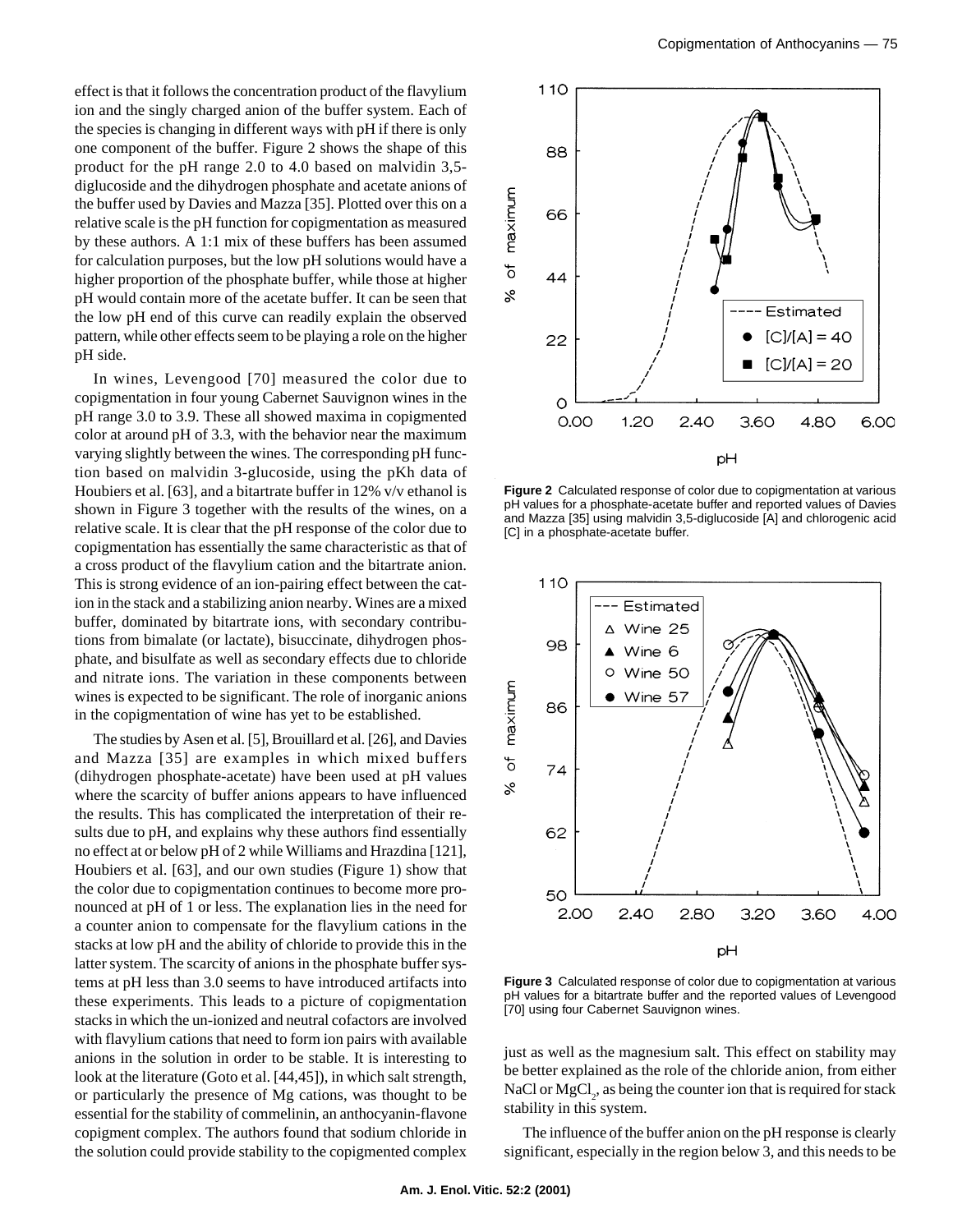effect is that it follows the concentration product of the flavylium ion and the singly charged anion of the buffer system. Each of the species is changing in different ways with pH if there is only one component of the buffer. Figure 2 shows the shape of this product for the pH range 2.0 to 4.0 based on malvidin 3,5-diglucoside and the dihydrogen phosphate and acetate anions of the buffer used by Davies and Mazza [35]. Plotted over this on a relative scale is the pH function for copigmentation as measured by these authors. A 1:1 mix of these buffers has been assumed for calculation purposes, but the low pH solutions would have a higher proportion of the phosphate buffer, while those at higher pH would contain more of the acetate buffer. It can be seen that the low pH end of this curve can readily explain the observed pattern, while other effects seem to be playing a role on the higher pH side.

In wines, Levengood [70] measured the color due to copigmentation in four young Cabernet Sauvignon wines in the pH range 3.0 to 3.9. These all showed maxima in copigmented color at around pH of 3.3, with the behavior near the maximum varying slightly between the wines. The corresponding pH function based on malvidin 3-glucoside, using the pKh data of Houbiers et al. [63], and a bitartrate buffer in 12% v/v ethanol is shown in Figure 3 together with the results of the wines, on a relative scale. It is clear that the pH response of the color due to copigmentation has essentially the same characteristic as that of a cross product of the flavylium cation and the bitartrate anion. This is strong evidence of an ion-pairing effect between the cation in the stack and a stabilizing anion nearby. Wines are a mixed buffer, dominated by bitartrate ions, with secondary contributions from bimalate (or lactate), bisuccinate, dihydrogen phosphate, and bisulfate as well as secondary effects due to chloride and nitrate ions. The variation in these components between wines is expected to be significant. The role of inorganic anions in the copigmentation of wine has yet to be established.

The studies by Asen et al. [5], Brouillard et al. [26], and Davies and Mazza [35] are examples in which mixed buffers (dihydrogen phosphate-acetate) have been used at pH values where the scarcity of buffer anions appears to have influenced the results. This has complicated the interpretation of their results due to pH, and explains why these authors find essentially no effect at or below pH of 2 while Williams and Hrazdina [121], Houbiers et al. [63], and our own studies (Figure 1) show that the color due to copigmentation continues to become more pronounced at pH of 1 or less. The explanation lies in the need for a counter anion to compensate for the flavylium cations in the stacks at low pH and the ability of chloride to provide this in the latter system. The scarcity of anions in the phosphate buffer systems at pH less than 3.0 seems to have introduced artifacts into these experiments. This leads to a picture of copigmentation stacks in which the un-ionized and neutral cofactors are involved with flavylium cations that need to form ion pairs with available anions in the solution in order to be stable. It is interesting to look at the literature (Goto et al. [44,45]), in which salt strength, or particularly the presence of Mg cations, was thought to be essential for the stability of commelinin, an anthocyanin-flavone copigment complex. The authors found that sodium chloride in the solution could provide stability to the copigmented complex just as well as the magnesium salt. This effect on stability may be better explained as the role of the chloride anion, from either NaCl or $MgCl_2$, as being the counter ion that is required for stack stability in this system.

The influence of the buffer anion on the pH response is clearly significant, especially in the region below 3, and this needs to be

**Figure 2** Calculated response of color due to copigmentation at various pH values for a phosphate-acetate buffer and reported values of Davies and Mazza [35] using malvidin 3,5-diglucoside [A] and chlorogenic acid [C] in a phosphate-acetate buffer.

**Figure 3** Calculated response of color due to copigmentation at various pH values for a bitartrate buffer and the reported values of Levengood [70] using four Cabernet Sauvignon wines.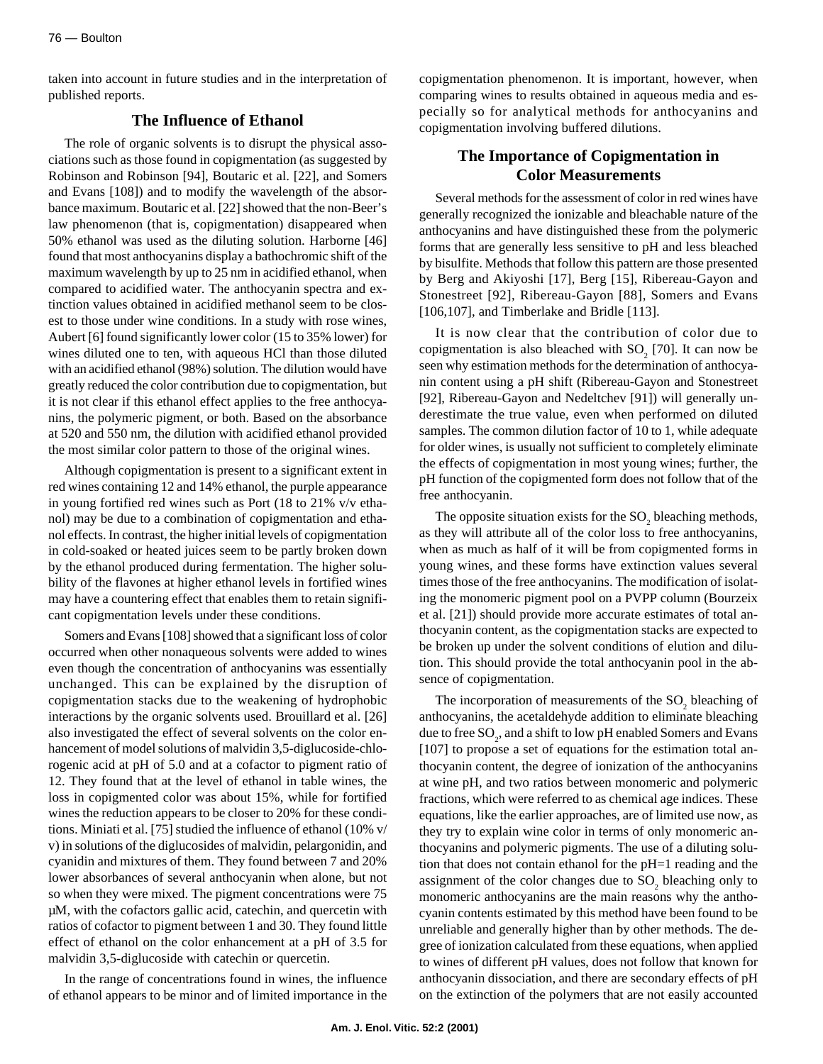taken into account in future studies and in the interpretation of published reports.

## The Influence of Ethanol

The role of organic solvents is to disrupt the physical associations such as those found in copigmentation (as suggested by Robinson and Robinson [94], Boutaric et al. [22], and Somers and Evans [108]) and to modify the wavelength of the absorbance maximum. Boutaric et al. [22] showed that the non-Beer's law phenomenon (that is, copigmentation) disappeared when 50% ethanol was used as the diluting solution. Harborne [46] found that most anthocyanins display a bathochromic shift of the maximum wavelength by up to 25 nm in acidified ethanol, when compared to acidified water. The anthocyanin spectra and extinction values obtained in acidified methanol seem to be closest to those under wine conditions. In a study with rose wines, Aubert [6] found significantly lower color (15 to 35% lower) for wines diluted one to ten, with aqueous HCl than those diluted with an acidified ethanol (98%) solution. The dilution would have greatly reduced the color contribution due to copigmentation, but it is not clear if this ethanol effect applies to the free anthocyanins, the polymeric pigment, or both. Based on the absorbance at 520 and 550 nm, the dilution with acidified ethanol provided the most similar color pattern to those of the original wines.

Although copigmentation is present to a significant extent in red wines containing 12 and 14% ethanol, the purple appearance in young fortified red wines such as Port (18 to 21% v/v ethanol) may be due to a combination of copigmentation and ethanol effects. In contrast, the higher initial levels of copigmentation in cold-soaked or heated juices seem to be partly broken down by the ethanol produced during fermentation. The higher solubility of the flavones at higher ethanol levels in fortified wines may have a countering effect that enables them to retain significant copigmentation levels under these conditions.

Somers and Evans [108] showed that a significant loss of color occurred when other nonaqueous solvents were added to wines even though the concentration of anthocyanins was essentially unchanged. This can be explained by the disruption of copigmentation stacks due to the weakening of hydrophobic interactions by the organic solvents used. Brouillard et al. [26] also investigated the effect of several solvents on the color enhancement of model solutions of malvidin 3,5-diglucoside-chlorogenic acid at pH of 5.0 and at a cofactor to pigment ratio of 12. They found that at the level of ethanol in table wines, the loss in copigmented color was about 15%, while for fortified wines the reduction appears to be closer to 20% for these conditions. Miniati et al. [75] studied the influence of ethanol (10% v/v) in solutions of the diglucosides of malvidin, pelargonidin, and cyanidin and mixtures of them. They found between 7 and 20% lower absorbances of several anthocyanin when alone, but not so when they were mixed. The pigment concentrations were 75 µM, with the cofactors gallic acid, catechin, and quercetin with ratios of cofactor to pigment between 1 and 30. They found little effect of ethanol on the color enhancement at a pH of 3.5 for malvidin 3,5-diglucoside with catechin or quercetin.

In the range of concentrations found in wines, the influence of ethanol appears to be minor and of limited importance in the copigmentation phenomenon. It is important, however, when comparing wines to results obtained in aqueous media and especially so for analytical methods for anthocyanins and copigmentation involving buffered dilutions.

## The Importance of Copigmentation in Color Measurements

Several methods for the assessment of color in red wines have generally recognized the ionizable and bleachable nature of the anthocyanins and have distinguished these from the polymeric forms that are generally less sensitive to pH and less bleached by bisulfite. Methods that follow this pattern are those presented by Berg and Akiyoshi [17], Berg [15], Ribereau-Gayon and Stonestreet [92], Ribereau-Gayon [88], Somers and Evans [106,107], and Timberlake and Bridle [113].

It is now clear that the contribution of color due to copigmentation is also bleached with $SO_2$ [70]. It can now be seen why estimation methods for the determination of anthocyanin content using a pH shift (Ribereau-Gayon and Stonestreet [92], Ribereau-Gayon and Nedeltchev [91]) will generally underestimate the true value, even when performed on diluted samples. The common dilution factor of 10 to 1, while adequate for older wines, is usually not sufficient to completely eliminate the effects of copigmentation in most young wines; further, the pH function of the copigmented form does not follow that of the free anthocyanin.

The opposite situation exists for the $SO_2$ bleaching methods, as they will attribute all of the color loss to free anthocyanins, when as much as half of it will be from copigmented forms in young wines, and these forms have extinction values several times those of the free anthocyanins. The modification of isolating the monomeric pigment pool on a PVPP column (Bourzeix et al. [21]) should provide more accurate estimates of total anthocyanin content, as the copigmentation stacks are expected to be broken up under the solvent conditions of elution and dilution. This should provide the total anthocyanin pool in the absence of copigmentation.

The incorporation of measurements of the $SO_2$ bleaching of anthocyanins, the acetaldehyde addition to eliminate bleaching due to free $SO_2$, and a shift to low pH enabled Somers and Evans [107] to propose a set of equations for the estimation total anthocyanin content, the degree of ionization of the anthocyanins at wine pH, and two ratios between monomeric and polymeric fractions, which were referred to as chemical age indices. These equations, like the earlier approaches, are of limited use now, as they try to explain wine color in terms of only monomeric anthocyanins and polymeric pigments. The use of a diluting solution that does not contain ethanol for the pH=1 reading and the assignment of the color changes due to $SO_2$ bleaching only to monomeric anthocyanins are the main reasons why the anthocyanin contents estimated by this method have been found to be unreliable and generally higher than by other methods. The degree of ionization calculated from these equations, when applied to wines of different pH values, does not follow that known for anthocyanin dissociation, and there are secondary effects of pH on the extinction of the polymers that are not easily accounted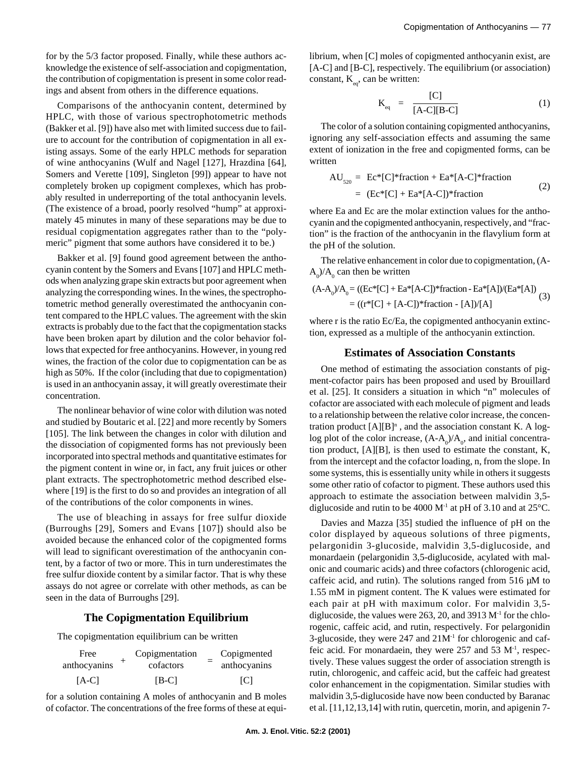for by the 5/3 factor proposed. Finally, while these authors acknowledge the existence of self-association and copigmentation, the contribution of copigmentation is present in some color readings and absent from others in the difference equations.

Comparisons of the anthocyanin content, determined by HPLC, with those of various spectrophotometric methods (Bakker et al. [9]) have also met with limited success due to failure to account for the contribution of copigmentation in all existing assays. Some of the early HPLC methods for separation of wine anthocyanins (Wulf and Nagel [127], Hrazdina [64], Somers and Verette [109], Singleton [99]) appear to have not completely broken up copigment complexes, which has probably resulted in underreporting of the total anthocyanin levels. (The existence of a broad, poorly resolved "hump" at approximately 45 minutes in many of these separations may be due to residual copigmentation aggregates rather than to the "polymeric" pigment that some authors have considered it to be.)

Bakker et al. [9] found good agreement between the anthocyanin content by the Somers and Evans [107] and HPLC methods when analyzing grape skin extracts but poor agreement when analyzing the corresponding wines. In the wines, the spectrophotometric method generally overestimated the anthocyanin content compared to the HPLC values. The agreement with the skin extracts is probably due to the fact that the copigmentation stacks have been broken apart by dilution and the color behavior follows that expected for free anthocyanins. However, in young red wines, the fraction of the color due to copigmentation can be as high as 50%. If the color (including that due to copigmentation) is used in an anthocyanin assay, it will greatly overestimate their concentration.

The nonlinear behavior of wine color with dilution was noted and studied by Boutaric et al. [22] and more recently by Somers [105]. The link between the changes in color with dilution and the dissociation of copigmented forms has not previously been incorporated into spectral methods and quantitative estimates for the pigment content in wine or, in fact, any fruit juices or other plant extracts. The spectrophotometric method described elsewhere [19] is the first to do so and provides an integration of all of the contributions of the color components in wines.

The use of bleaching in assays for free sulfur dioxide (Burroughs [29], Somers and Evans [107]) should also be avoided because the enhanced color of the copigmented forms will lead to significant overestimation of the anthocyanin content, by a factor of two or more. This in turn underestimates the free sulfur dioxide content by a similar factor. That is why these assays do not agree or correlate with other methods, as can be seen in the data of Burroughs [29].

## The Copigmentation Equilibrium

The copigmentation equilibrium can be written

| Free anthocyanins | + | Copigmentation cofactors | = | Copigmented anthocyanins |
|---|---|---|---|---|
| [A-C] | | [B-C] | | [C] |

for a solution containing A moles of anthocyanin and B moles of cofactor. The concentrations of the free forms of these at equilibrium, when [C] moles of copigmented anthocyanin exist, are [A-C] and [B-C], respectively. The equilibrium (or association) constant, $K_{eq}$, can be written:

$$K_{eq} = \frac{[C]}{[A\text{-}C][B\text{-}C]} \tag{1}$$

The color of a solution containing copigmented anthocyanins, ignoring any self-association effects and assuming the same extent of ionization in the free and copigmented forms, can be written

$$\begin{aligned} AU_{520} &= Ec*[C]*\text{fraction} + Ea*[A\text{-}C]*\text{fraction} \\ &= (Ec*[C] + Ea*[A\text{-}C])*\text{fraction} \end{aligned} \tag{2}$$

where Ea and Ec are the molar extinction values for the anthocyanin and the copigmented anthocyanin, respectively, and "fraction" is the fraction of the anthocyanin in the flavylium form at the pH of the solution.

The relative enhancement in color due to copigmentation, $(A\text{-}A_0)/A_0$ can then be written

$$\begin{aligned} (A\text{-}A_0)/A_0 &= ((Ec*[C] + Ea*[A\text{-}C])*\text{fraction} - Ea*[A])/(Ea*[A]) \\ &= ((r*[C] + [A\text{-}C])*\text{fraction} - [A])/[A] \end{aligned} \tag{3}$$

where r is the ratio Ec/Ea, the copigmented anthocyanin extinction, expressed as a multiple of the anthocyanin extinction.

## Estimates of Association Constants

One method of estimating the association constants of pigment-cofactor pairs has been proposed and used by Brouillard et al. [25]. It considers a situation in which "n" molecules of cofactor are associated with each molecule of pigment and leads to a relationship between the relative color increase, the concentration product $[A][B]^n$, and the association constant K. A log-log plot of the color increase, $(A\text{-}A_0)/A_0$, and initial concentration product, [A][B], is then used to estimate the constant, K, from the intercept and the cofactor loading, n, from the slope. In some systems, this is essentially unity while in others it suggests some other ratio of cofactor to pigment. These authors used this approach to estimate the association between malvidin 3,5-diglucoside and rutin to be 4000 $M^{-1}$ at pH of 3.10 and at 25°C.

Davies and Mazza [35] studied the influence of pH on the color displayed by aqueous solutions of three pigments, pelargonidin 3-glucoside, malvidin 3,5-diglucoside, and monardaein (pelargonidin 3,5-diglucoside, acylated with malonic and coumaric acids) and three cofactors (chlorogenic acid, caffeic acid, and rutin). The solutions ranged from 516 μM to 1.55 mM in pigment content. The K values were estimated for each pair at pH with maximum color. For malvidin 3,5-diglucoside, the values were 263, 20, and 3913 $M^{-1}$ for the chlorogenic, caffeic acid, and rutin, respectively. For pelargonidin 3-glucoside, they were 247 and 21$M^{-1}$ for chlorogenic and caffeic acid. For monardaein, they were 257 and 53 $M^{-1}$, respectively. These values suggest the order of association strength is rutin, chlorogenic, and caffeic acid, but the caffeic had greatest color enhancement in the copigmentation. Similar studies with malvidin 3,5-diglucoside have now been conducted by Baranac et al. [11,12,13,14] with rutin, quercetin, morin, and apigenin 7-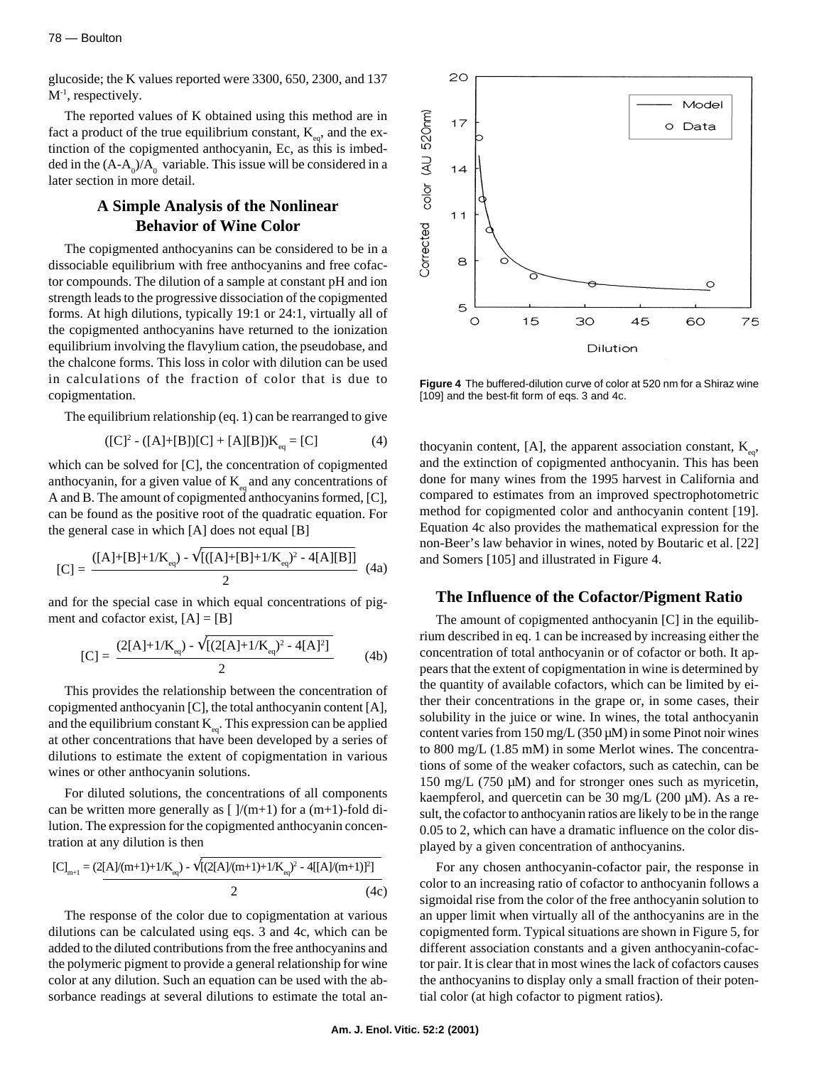glucoside; the K values reported were 3300, 650, 2300, and 137 $M^{-1}$, respectively.

The reported values of K obtained using this method are in fact a product of the true equilibrium constant, $K_{eq}$, and the extinction of the copigmented anthocyanin, Ec, as this is imbedded in the $(A-A_0)/A_0$ variable. This issue will be considered in a later section in more detail.

## A Simple Analysis of the Nonlinear Behavior of Wine Color

The copigmented anthocyanins can be considered to be in a dissociable equilibrium with free anthocyanins and free cofactor compounds. The dilution of a sample at constant pH and ion strength leads to the progressive dissociation of the copigmented forms. At high dilutions, typically 19:1 or 24:1, virtually all of the copigmented anthocyanins have returned to the ionization equilibrium involving the flavylium cation, the pseudobase, and the chalcone forms. This loss in color with dilution can be used in calculations of the fraction of color that is due to copigmentation.

The equilibrium relationship (eq. 1) can be rearranged to give

$$([C]^2 - ([A]+[B])[C] + [A][B])K_{eq} = [C] \qquad (4)$$

which can be solved for [C], the concentration of copigmented anthocyanin, for a given value of $K_{eq}$ and any concentrations of A and B. The amount of copigmented anthocyanins formed, [C], can be found as the positive root of the quadratic equation. For the general case in which [A] does not equal [B]

$$[C] = \frac{([A]+[B]+1/K_{eq}) - \sqrt{[([A]+[B]+1/K_{eq})^2 - 4[A][B]]}}{2} \qquad (4a)$$

and for the special case in which equal concentrations of pigment and cofactor exist, [A] = [B]

$$[C] = \frac{(2[A]+1/K_{eq}) - \sqrt{[(2[A]+1/K_{eq})^2 - 4[A^2]]}}{2} \qquad (4b)$$

This provides the relationship between the concentration of copigmented anthocyanin [C], the total anthocyanin content [A], and the equilibrium constant $K_{eq}$. This expression can be applied at other concentrations that have been developed by a series of dilutions to estimate the extent of copigmentation in various wines or other anthocyanin solutions.

For diluted solutions, the concentrations of all components can be written more generally as [ ]/(m+1) for a (m+1)-fold dilution. The expression for the copigmented anthocyanin concentration at any dilution is then

$$[C]_{m+1} = \frac{(2[A]/(m+1)+1/K_{eq}) - \sqrt{[(2[A]/(m+1)+1/K_{eq})^2 - 4[[A]/(m+1)]^2]}}{2} \qquad (4c)$$

The response of the color due to copigmentation at various dilutions can be calculated using eqs. 3 and 4c, which can be added to the diluted contributions from the free anthocyanins and the polymeric pigment to provide a general relationship for wine color at any dilution. Such an equation can be used with the absorbance readings at several dilutions to estimate the total anthocyanin content, [A], the apparent association constant, $K_{eq}$, and the extinction of copigmented anthocyanin. This has been done for many wines from the 1995 harvest in California and compared to estimates from an improved spectrophotometric method for copigmented color and anthocyanin content [19]. Equation 4c also provides the mathematical expression for the non-Beer's law behavior in wines, noted by Boutaric et al. [22] and Somers [105] and illustrated in Figure 4.

**Figure 4** The buffered-dilution curve of color at 520 nm for a Shiraz wine [109] and the best-fit form of eqs. 3 and 4c.

## The Influence of the Cofactor/Pigment Ratio

The amount of copigmented anthocyanin [C] in the equilibrium described in eq. 1 can be increased by increasing either the concentration of total anthocyanin or of cofactor or both. It appears that the extent of copigmentation in wine is determined by the quantity of available cofactors, which can be limited by either their concentrations in the grape or, in some cases, their solubility in the juice or wine. In wines, the total anthocyanin content varies from 150 mg/L (350 µM) in some Pinot noir wines to 800 mg/L (1.85 mM) in some Merlot wines. The concentrations of some of the weaker cofactors, such as catechin, can be 150 mg/L (750 µM) and for stronger ones such as myricetin, kaempferol, and quercetin can be 30 mg/L (200 µM). As a result, the cofactor to anthocyanin ratios are likely to be in the range 0.05 to 2, which can have a dramatic influence on the color displayed by a given concentration of anthocyanins.

For any chosen anthocyanin-cofactor pair, the response in color to an increasing ratio of cofactor to anthocyanin follows a sigmoidal rise from the color of the free anthocyanin solution to an upper limit when virtually all of the anthocyanins are in the copigmented form. Typical situations are shown in Figure 5, for different association constants and a given anthocyanin-cofactor pair. It is clear that in most wines the lack of cofactors causes the anthocyanins to display only a small fraction of their potential color (at high cofactor to pigment ratios).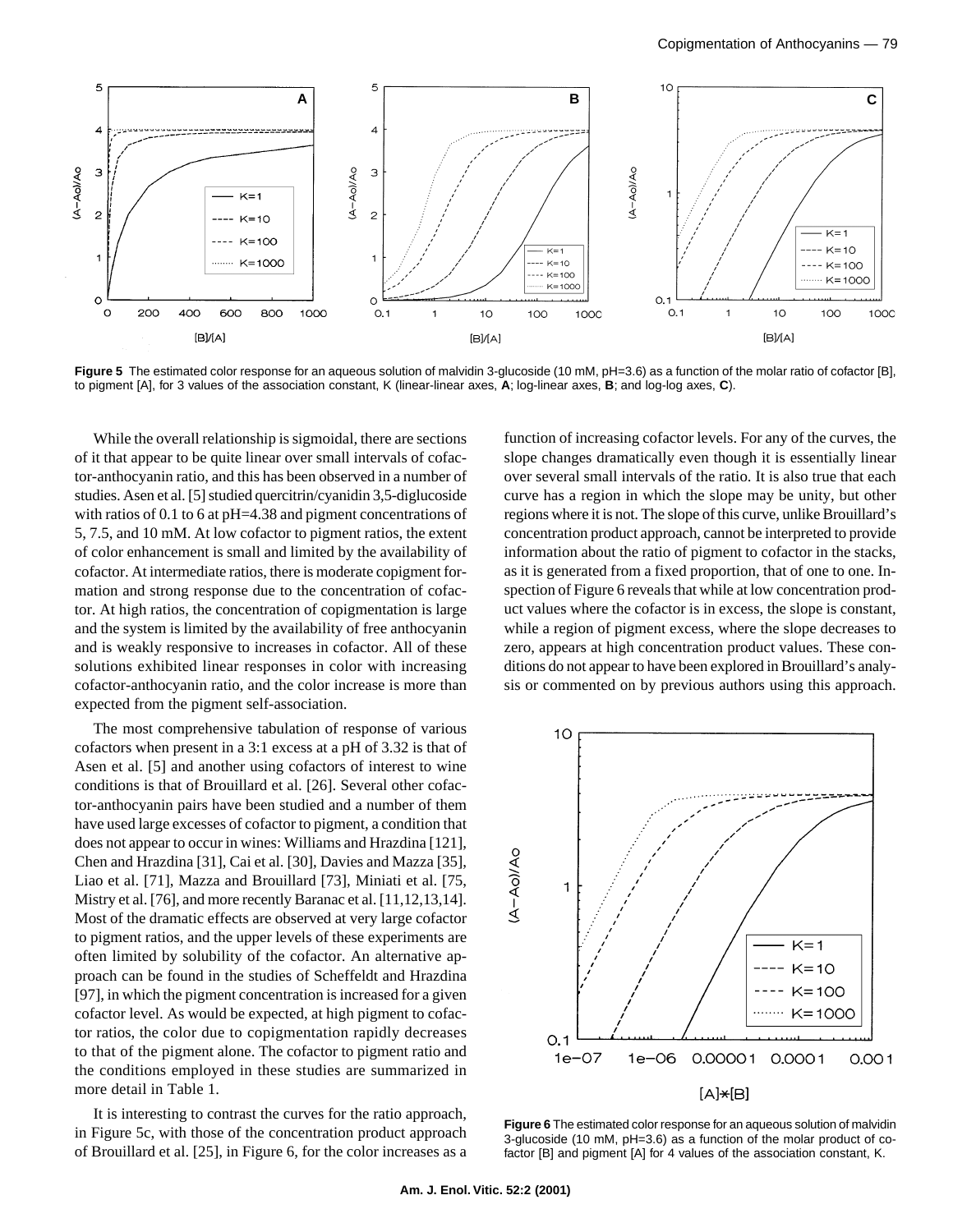**Figure 5** The estimated color response for an aqueous solution of malvidin 3-glucoside (10 mM, pH=3.6) as a function of the molar ratio of cofactor [B], to pigment [A], for 3 values of the association constant, K (linear-linear axes, **A**; log-linear axes, **B**; and log-log axes, **C**).

While the overall relationship is sigmoidal, there are sections of it that appear to be quite linear over small intervals of cofactor-anthocyanin ratio, and this has been observed in a number of studies. Asen et al. [5] studied quercitrin/cyanidin 3,5-diglucoside with ratios of 0.1 to 6 at pH=4.38 and pigment concentrations of 5, 7.5, and 10 mM. At low cofactor to pigment ratios, the extent of color enhancement is small and limited by the availability of cofactor. At intermediate ratios, there is moderate copigment formation and strong response due to the concentration of cofactor. At high ratios, the concentration of copigmentation is large and the system is limited by the availability of free anthocyanin and is weakly responsive to increases in cofactor. All of these solutions exhibited linear responses in color with increasing cofactor-anthocyanin ratio, and the color increase is more than expected from the pigment self-association.

The most comprehensive tabulation of response of various cofactors when present in a 3:1 excess at a pH of 3.32 is that of Asen et al. [5] and another using cofactors of interest to wine conditions is that of Brouillard et al. [26]. Several other cofactor-anthocyanin pairs have been studied and a number of them have used large excesses of cofactor to pigment, a condition that does not appear to occur in wines: Williams and Hrazdina [121], Chen and Hrazdina [31], Cai et al. [30], Davies and Mazza [35], Liao et al. [71], Mazza and Brouillard [73], Miniati et al. [75, Mistry et al. [76], and more recently Baranac et al. [11,12,13,14]. Most of the dramatic effects are observed at very large cofactor to pigment ratios, and the upper levels of these experiments are often limited by solubility of the cofactor. An alternative approach can be found in the studies of Scheffeldt and Hrazdina [97], in which the pigment concentration is increased for a given cofactor level. As would be expected, at high pigment to cofactor ratios, the color due to copigmentation rapidly decreases to that of the pigment alone. The cofactor to pigment ratio and the conditions employed in these studies are summarized in more detail in Table 1.

It is interesting to contrast the curves for the ratio approach, in Figure 5c, with those of the concentration product approach of Brouillard et al. [25], in Figure 6, for the color increases as a function of increasing cofactor levels. For any of the curves, the slope changes dramatically even though it is essentially linear over several small intervals of the ratio. It is also true that each curve has a region in which the slope may be unity, but other regions where it is not. The slope of this curve, unlike Brouillard's concentration product approach, cannot be interpreted to provide information about the ratio of pigment to cofactor in the stacks, as it is generated from a fixed proportion, that of one to one. Inspection of Figure 6 reveals that while at low concentration product values where the cofactor is in excess, the slope is constant, while a region of pigment excess, where the slope decreases to zero, appears at high concentration product values. These conditions do not appear to have been explored in Brouillard's analysis or commented on by previous authors using this approach.

**Figure 6** The estimated color response for an aqueous solution of malvidin 3-glucoside (10 mM, pH=3.6) as a function of the molar product of cofactor [B] and pigment [A] for 4 values of the association constant, K.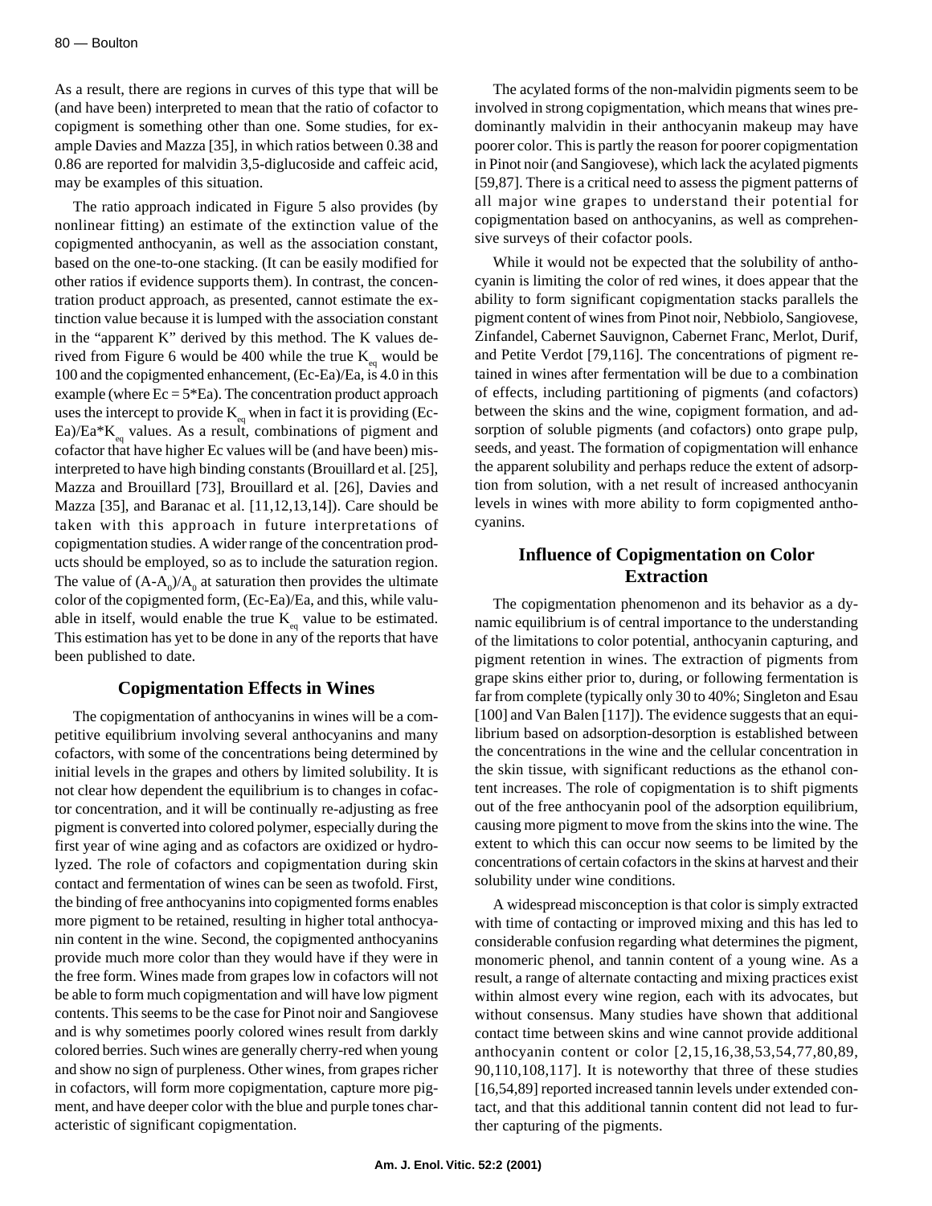As a result, there are regions in curves of this type that will be (and have been) interpreted to mean that the ratio of cofactor to copigment is something other than one. Some studies, for example Davies and Mazza [35], in which ratios between 0.38 and 0.86 are reported for malvidin 3,5-diglucoside and caffeic acid, may be examples of this situation.

The ratio approach indicated in Figure 5 also provides (by nonlinear fitting) an estimate of the extinction value of the copigmented anthocyanin, as well as the association constant, based on the one-to-one stacking. (It can be easily modified for other ratios if evidence supports them). In contrast, the concentration product approach, as presented, cannot estimate the extinction value because it is lumped with the association constant in the "apparent K" derived by this method. The K values derived from Figure 6 would be 400 while the true $K_{eq}$ would be 100 and the copigmented enhancement, (Ec-Ea)/Ea, is 4.0 in this example (where Ec = 5*Ea). The concentration product approach uses the intercept to provide $K_{eq}$ when in fact it is providing (Ec-Ea)/Ea*$K_{eq}$ values. As a result, combinations of pigment and cofactor that have higher Ec values will be (and have been) misinterpreted to have high binding constants (Brouillard et al. [25], Mazza and Brouillard [73], Brouillard et al. [26], Davies and Mazza [35], and Baranac et al. [11,12,13,14]). Care should be taken with this approach in future interpretations of copigmentation studies. A wider range of the concentration products should be employed, so as to include the saturation region. The value of $(A-A_0)/A_0$ at saturation then provides the ultimate color of the copigmented form, (Ec-Ea)/Ea, and this, while valuable in itself, would enable the true $K_{eq}$ value to be estimated. This estimation has yet to be done in any of the reports that have been published to date.

## Copigmentation Effects in Wines

The copigmentation of anthocyanins in wines will be a competitive equilibrium involving several anthocyanins and many cofactors, with some of the concentrations being determined by initial levels in the grapes and others by limited solubility. It is not clear how dependent the equilibrium is to changes in cofactor concentration, and it will be continually re-adjusting as free pigment is converted into colored polymer, especially during the first year of wine aging and as cofactors are oxidized or hydrolyzed. The role of cofactors and copigmentation during skin contact and fermentation of wines can be seen as twofold. First, the binding of free anthocyanins into copigmented forms enables more pigment to be retained, resulting in higher total anthocyanin content in the wine. Second, the copigmented anthocyanins provide much more color than they would have if they were in the free form. Wines made from grapes low in cofactors will not be able to form much copigmentation and will have low pigment contents. This seems to be the case for Pinot noir and Sangiovese and is why sometimes poorly colored wines result from darkly colored berries. Such wines are generally cherry-red when young and show no sign of purpleness. Other wines, from grapes richer in cofactors, will form more copigmentation, capture more pigment, and have deeper color with the blue and purple tones characteristic of significant copigmentation.

The acylated forms of the non-malvidin pigments seem to be involved in strong copigmentation, which means that wines predominantly malvidin in their anthocyanin makeup may have poorer color. This is partly the reason for poorer copigmentation in Pinot noir (and Sangiovese), which lack the acylated pigments [59,87]. There is a critical need to assess the pigment patterns of all major wine grapes to understand their potential for copigmentation based on anthocyanins, as well as comprehensive surveys of their cofactor pools.

While it would not be expected that the solubility of anthocyanin is limiting the color of red wines, it does appear that the ability to form significant copigmentation stacks parallels the pigment content of wines from Pinot noir, Nebbiolo, Sangiovese, Zinfandel, Cabernet Sauvignon, Cabernet Franc, Merlot, Durif, and Petite Verdot [79,116]. The concentrations of pigment retained in wines after fermentation will be due to a combination of effects, including partitioning of pigments (and cofactors) between the skins and the wine, copigment formation, and adsorption of soluble pigments (and cofactors) onto grape pulp, seeds, and yeast. The formation of copigmentation will enhance the apparent solubility and perhaps reduce the extent of adsorption from solution, with a net result of increased anthocyanin levels in wines with more ability to form copigmented anthocyanins.

## Influence of Copigmentation on Color Extraction

The copigmentation phenomenon and its behavior as a dynamic equilibrium is of central importance to the understanding of the limitations to color potential, anthocyanin capturing, and pigment retention in wines. The extraction of pigments from grape skins either prior to, during, or following fermentation is far from complete (typically only 30 to 40%; Singleton and Esau [100] and Van Balen [117]). The evidence suggests that an equilibrium based on adsorption-desorption is established between the concentrations in the wine and the cellular concentration in the skin tissue, with significant reductions as the ethanol content increases. The role of copigmentation is to shift pigments out of the free anthocyanin pool of the adsorption equilibrium, causing more pigment to move from the skins into the wine. The extent to which this can occur now seems to be limited by the concentrations of certain cofactors in the skins at harvest and their solubility under wine conditions.

A widespread misconception is that color is simply extracted with time of contacting or improved mixing and this has led to considerable confusion regarding what determines the pigment, monomeric phenol, and tannin content of a young wine. As a result, a range of alternate contacting and mixing practices exist within almost every wine region, each with its advocates, but without consensus. Many studies have shown that additional contact time between skins and wine cannot provide additional anthocyanin content or color [2,15,16,38,53,54,77,80,89,90,110,108,117]. It is noteworthy that three of these studies [16,54,89] reported increased tannin levels under extended contact, and that this additional tannin content did not lead to further capturing of the pigments.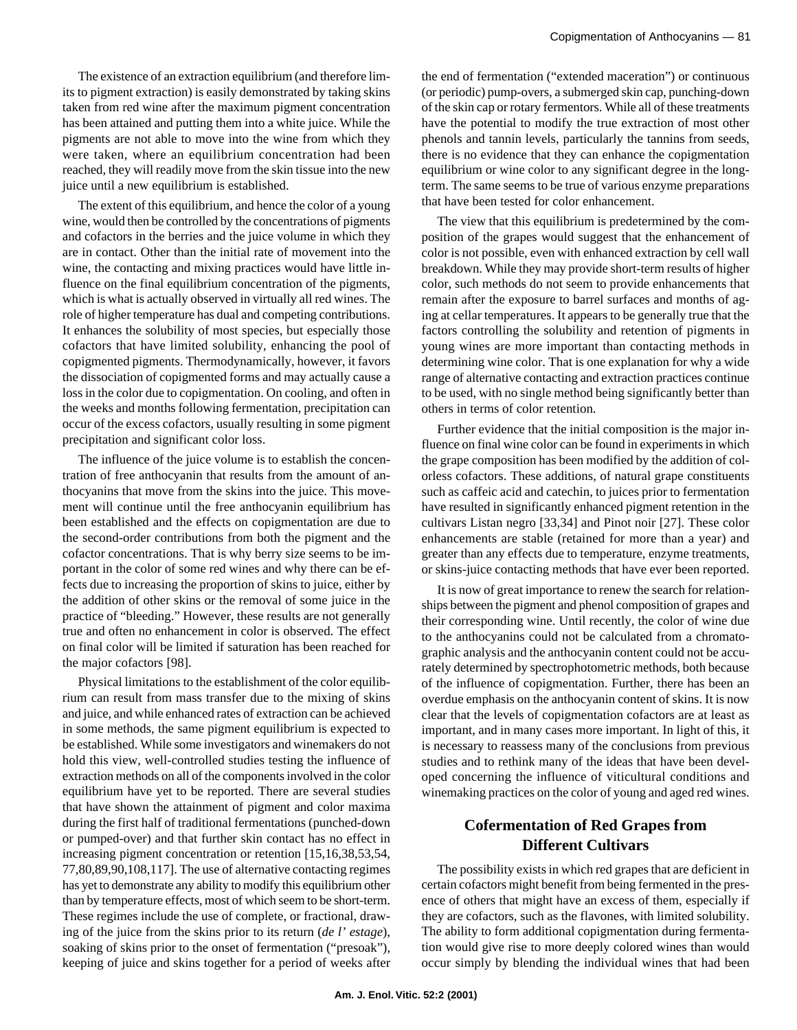The existence of an extraction equilibrium (and therefore limits to pigment extraction) is easily demonstrated by taking skins taken from red wine after the maximum pigment concentration has been attained and putting them into a white juice. While the pigments are not able to move into the wine from which they were taken, where an equilibrium concentration had been reached, they will readily move from the skin tissue into the new juice until a new equilibrium is established.

The extent of this equilibrium, and hence the color of a young wine, would then be controlled by the concentrations of pigments and cofactors in the berries and the juice volume in which they are in contact. Other than the initial rate of movement into the wine, the contacting and mixing practices would have little influence on the final equilibrium concentration of the pigments, which is what is actually observed in virtually all red wines. The role of higher temperature has dual and competing contributions. It enhances the solubility of most species, but especially those cofactors that have limited solubility, enhancing the pool of copigmented pigments. Thermodynamically, however, it favors the dissociation of copigmented forms and may actually cause a loss in the color due to copigmentation. On cooling, and often in the weeks and months following fermentation, precipitation can occur of the excess cofactors, usually resulting in some pigment precipitation and significant color loss.

The influence of the juice volume is to establish the concentration of free anthocyanin that results from the amount of anthocyanins that move from the skins into the juice. This movement will continue until the free anthocyanin equilibrium has been established and the effects on copigmentation are due to the second-order contributions from both the pigment and the cofactor concentrations. That is why berry size seems to be important in the color of some red wines and why there can be effects due to increasing the proportion of skins to juice, either by the addition of other skins or the removal of some juice in the practice of "bleeding." However, these results are not generally true and often no enhancement in color is observed. The effect on final color will be limited if saturation has been reached for the major cofactors [98].

Physical limitations to the establishment of the color equilibrium can result from mass transfer due to the mixing of skins and juice, and while enhanced rates of extraction can be achieved in some methods, the same pigment equilibrium is expected to be established. While some investigators and winemakers do not hold this view, well-controlled studies testing the influence of extraction methods on all of the components involved in the color equilibrium have yet to be reported. There are several studies that have shown the attainment of pigment and color maxima during the first half of traditional fermentations (punched-down or pumped-over) and that further skin contact has no effect in increasing pigment concentration or retention [15,16,38,53,54,77,80,89,90,108,117]. The use of alternative contacting regimes has yet to demonstrate any ability to modify this equilibrium other than by temperature effects, most of which seem to be short-term. These regimes include the use of complete, or fractional, drawing of the juice from the skins prior to its return (*de l' estage*), soaking of skins prior to the onset of fermentation ("presoak"), keeping of juice and skins together for a period of weeks after the end of fermentation ("extended maceration") or continuous (or periodic) pump-overs, a submerged skin cap, punching-down of the skin cap or rotary fermentors. While all of these treatments have the potential to modify the true extraction of most other phenols and tannin levels, particularly the tannins from seeds, there is no evidence that they can enhance the copigmentation equilibrium or wine color to any significant degree in the long-term. The same seems to be true of various enzyme preparations that have been tested for color enhancement.

The view that this equilibrium is predetermined by the composition of the grapes would suggest that the enhancement of color is not possible, even with enhanced extraction by cell wall breakdown. While they may provide short-term results of higher color, such methods do not seem to provide enhancements that remain after the exposure to barrel surfaces and months of aging at cellar temperatures. It appears to be generally true that the factors controlling the solubility and retention of pigments in young wines are more important than contacting methods in determining wine color. That is one explanation for why a wide range of alternative contacting and extraction practices continue to be used, with no single method being significantly better than others in terms of color retention.

Further evidence that the initial composition is the major influence on final wine color can be found in experiments in which the grape composition has been modified by the addition of colorless cofactors. These additions, of natural grape constituents such as caffeic acid and catechin, to juices prior to fermentation have resulted in significantly enhanced pigment retention in the cultivars Listan negro [33,34] and Pinot noir [27]. These color enhancements are stable (retained for more than a year) and greater than any effects due to temperature, enzyme treatments, or skins-juice contacting methods that have ever been reported.

It is now of great importance to renew the search for relationships between the pigment and phenol composition of grapes and their corresponding wine. Until recently, the color of wine due to the anthocyanins could not be calculated from a chromatographic analysis and the anthocyanin content could not be accurately determined by spectrophotometric methods, both because of the influence of copigmentation. Further, there has been an overdue emphasis on the anthocyanin content of skins. It is now clear that the levels of copigmentation cofactors are at least as important, and in many cases more important. In light of this, it is necessary to reassess many of the conclusions from previous studies and to rethink many of the ideas that have been developed concerning the influence of viticultural conditions and winemaking practices on the color of young and aged red wines.

## Cofermentation of Red Grapes from Different Cultivars

The possibility exists in which red grapes that are deficient in certain cofactors might benefit from being fermented in the presence of others that might have an excess of them, especially if they are cofactors, such as the flavones, with limited solubility. The ability to form additional copigmentation during fermentation would give rise to more deeply colored wines than would occur simply by blending the individual wines that had been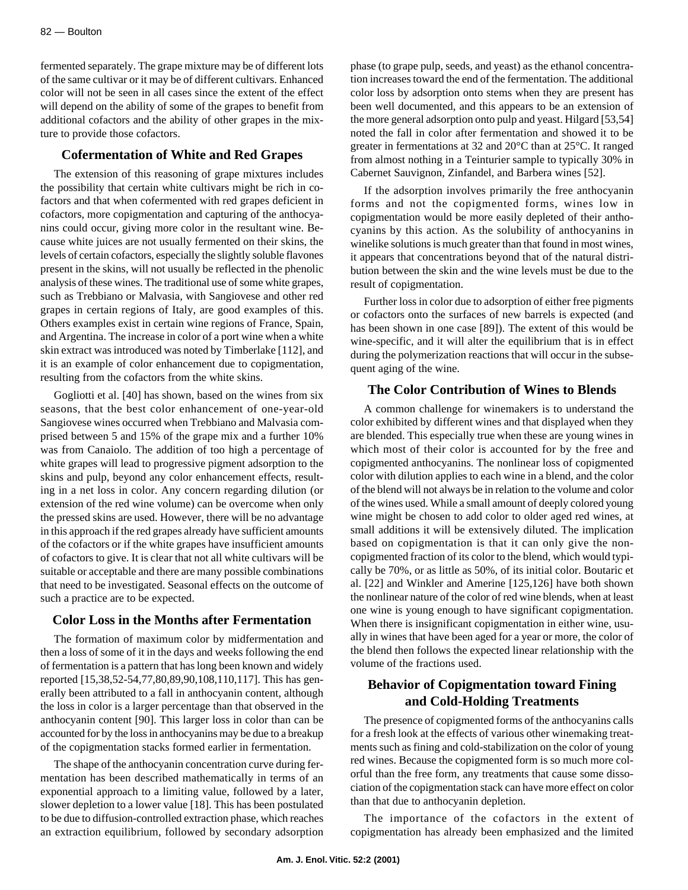fermented separately. The grape mixture may be of different lots of the same cultivar or it may be of different cultivars. Enhanced color will not be seen in all cases since the extent of the effect will depend on the ability of some of the grapes to benefit from additional cofactors and the ability of other grapes in the mixture to provide those cofactors.

## Cofermentation of White and Red Grapes

The extension of this reasoning of grape mixtures includes the possibility that certain white cultivars might be rich in cofactors and that when cofermented with red grapes deficient in cofactors, more copigmentation and capturing of the anthocyanins could occur, giving more color in the resultant wine. Because white juices are not usually fermented on their skins, the levels of certain cofactors, especially the slightly soluble flavones present in the skins, will not usually be reflected in the phenolic analysis of these wines. The traditional use of some white grapes, such as Trebbiano or Malvasia, with Sangiovese and other red grapes in certain regions of Italy, are good examples of this. Others examples exist in certain wine regions of France, Spain, and Argentina. The increase in color of a port wine when a white skin extract was introduced was noted by Timberlake [112], and it is an example of color enhancement due to copigmentation, resulting from the cofactors from the white skins.

Gogliotti et al. [40] has shown, based on the wines from six seasons, that the best color enhancement of one-year-old Sangiovese wines occurred when Trebbiano and Malvasia comprised between 5 and 15% of the grape mix and a further 10% was from Canaiolo. The addition of too high a percentage of white grapes will lead to progressive pigment adsorption to the skins and pulp, beyond any color enhancement effects, resulting in a net loss in color. Any concern regarding dilution (or extension of the red wine volume) can be overcome when only the pressed skins are used. However, there will be no advantage in this approach if the red grapes already have sufficient amounts of the cofactors or if the white grapes have insufficient amounts of cofactors to give. It is clear that not all white cultivars will be suitable or acceptable and there are many possible combinations that need to be investigated. Seasonal effects on the outcome of such a practice are to be expected.

## Color Loss in the Months after Fermentation

The formation of maximum color by midfermentation and then a loss of some of it in the days and weeks following the end of fermentation is a pattern that has long been known and widely reported [15,38,52-54,77,80,89,90,108,110,117]. This has generally been attributed to a fall in anthocyanin content, although the loss in color is a larger percentage than that observed in the anthocyanin content [90]. This larger loss in color than can be accounted for by the loss in anthocyanins may be due to a breakup of the copigmentation stacks formed earlier in fermentation.

The shape of the anthocyanin concentration curve during fermentation has been described mathematically in terms of an exponential approach to a limiting value, followed by a later, slower depletion to a lower value [18]. This has been postulated to be due to diffusion-controlled extraction phase, which reaches an extraction equilibrium, followed by secondary adsorption phase (to grape pulp, seeds, and yeast) as the ethanol concentration increases toward the end of the fermentation. The additional color loss by adsorption onto stems when they are present has been well documented, and this appears to be an extension of the more general adsorption onto pulp and yeast. Hilgard [53,54] noted the fall in color after fermentation and showed it to be greater in fermentations at 32 and 20°C than at 25°C. It ranged from almost nothing in a Teinturier sample to typically 30% in Cabernet Sauvignon, Zinfandel, and Barbera wines [52].

If the adsorption involves primarily the free anthocyanin forms and not the copigmented forms, wines low in copigmentation would be more easily depleted of their anthocyanins by this action. As the solubility of anthocyanins in winelike solutions is much greater than that found in most wines, it appears that concentrations beyond that of the natural distribution between the skin and the wine levels must be due to the result of copigmentation.

Further loss in color due to adsorption of either free pigments or cofactors onto the surfaces of new barrels is expected (and has been shown in one case [89]). The extent of this would be wine-specific, and it will alter the equilibrium that is in effect during the polymerization reactions that will occur in the subsequent aging of the wine.

## The Color Contribution of Wines to Blends

A common challenge for winemakers is to understand the color exhibited by different wines and that displayed when they are blended. This especially true when these are young wines in which most of their color is accounted for by the free and copigmented anthocyanins. The nonlinear loss of copigmented color with dilution applies to each wine in a blend, and the color of the blend will not always be in relation to the volume and color of the wines used. While a small amount of deeply colored young wine might be chosen to add color to older aged red wines, at small additions it will be extensively diluted. The implication based on copigmentation is that it can only give the non-copigmented fraction of its color to the blend, which would typically be 70%, or as little as 50%, of its initial color. Boutaric et al. [22] and Winkler and Amerine [125,126] have both shown the nonlinear nature of the color of red wine blends, when at least one wine is young enough to have significant copigmentation. When there is insignificant copigmentation in either wine, usually in wines that have been aged for a year or more, the color of the blend then follows the expected linear relationship with the volume of the fractions used.

## Behavior of Copigmentation toward Fining and Cold-Holding Treatments

The presence of copigmented forms of the anthocyanins calls for a fresh look at the effects of various other winemaking treatments such as fining and cold-stabilization on the color of young red wines. Because the copigmented form is so much more colorful than the free form, any treatments that cause some dissociation of the copigmentation stack can have more effect on color than that due to anthocyanin depletion.

The importance of the cofactors in the extent of copigmentation has already been emphasized and the limited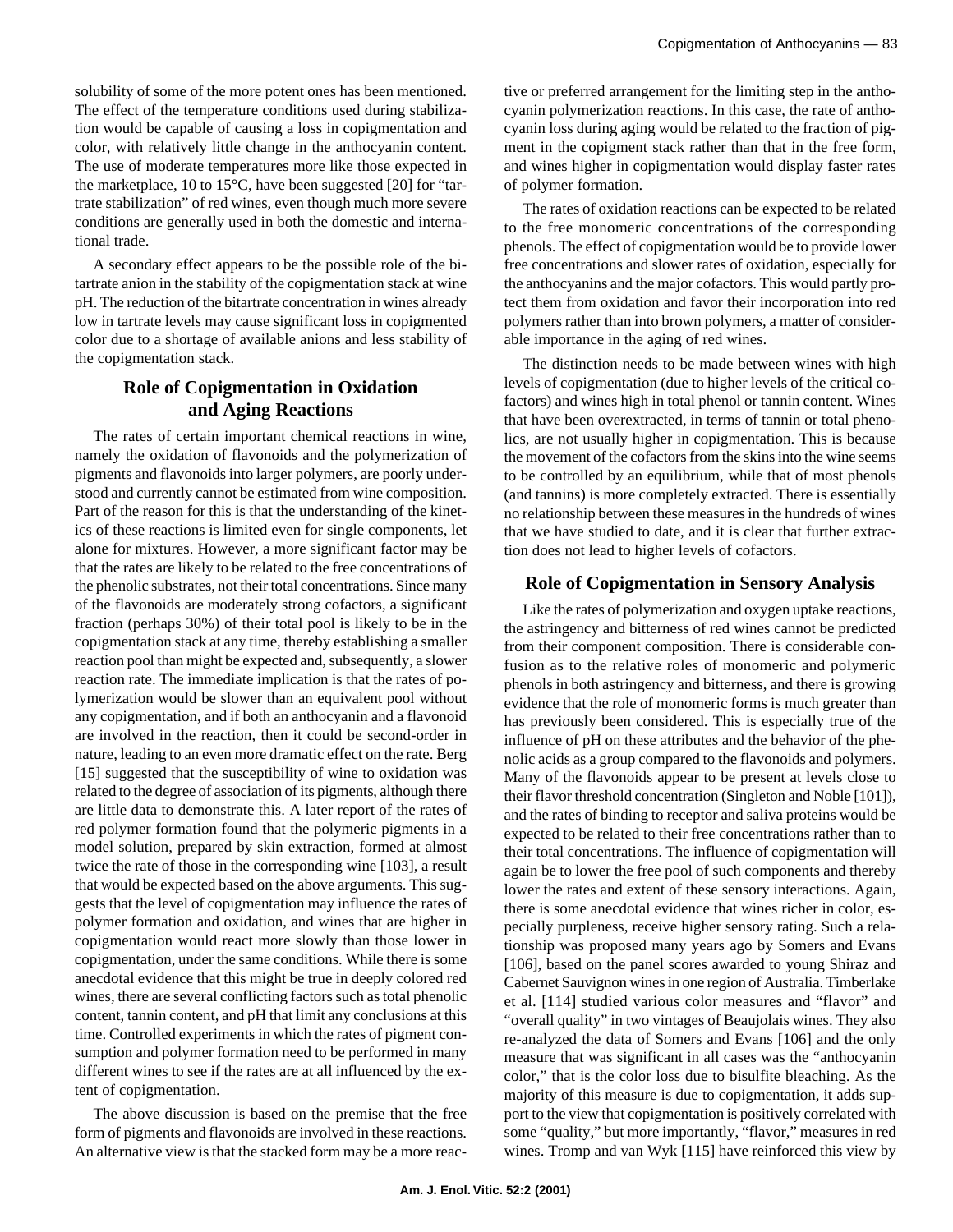solubility of some of the more potent ones has been mentioned. The effect of the temperature conditions used during stabilization would be capable of causing a loss in copigmentation and color, with relatively little change in the anthocyanin content. The use of moderate temperatures more like those expected in the marketplace, 10 to 15°C, have been suggested [20] for "tartrate stabilization" of red wines, even though much more severe conditions are generally used in both the domestic and international trade.

A secondary effect appears to be the possible role of the bitartrate anion in the stability of the copigmentation stack at wine pH. The reduction of the bitartrate concentration in wines already low in tartrate levels may cause significant loss in copigmented color due to a shortage of available anions and less stability of the copigmentation stack.

## Role of Copigmentation in Oxidation and Aging Reactions

The rates of certain important chemical reactions in wine, namely the oxidation of flavonoids and the polymerization of pigments and flavonoids into larger polymers, are poorly understood and currently cannot be estimated from wine composition. Part of the reason for this is that the understanding of the kinetics of these reactions is limited even for single components, let alone for mixtures. However, a more significant factor may be that the rates are likely to be related to the free concentrations of the phenolic substrates, not their total concentrations. Since many of the flavonoids are moderately strong cofactors, a significant fraction (perhaps 30%) of their total pool is likely to be in the copigmentation stack at any time, thereby establishing a smaller reaction pool than might be expected and, subsequently, a slower reaction rate. The immediate implication is that the rates of polymerization would be slower than an equivalent pool without any copigmentation, and if both an anthocyanin and a flavonoid are involved in the reaction, then it could be second-order in nature, leading to an even more dramatic effect on the rate. Berg [15] suggested that the susceptibility of wine to oxidation was related to the degree of association of its pigments, although there are little data to demonstrate this. A later report of the rates of red polymer formation found that the polymeric pigments in a model solution, prepared by skin extraction, formed at almost twice the rate of those in the corresponding wine [103], a result that would be expected based on the above arguments. This suggests that the level of copigmentation may influence the rates of polymer formation and oxidation, and wines that are higher in copigmentation would react more slowly than those lower in copigmentation, under the same conditions. While there is some anecdotal evidence that this might be true in deeply colored red wines, there are several conflicting factors such as total phenolic content, tannin content, and pH that limit any conclusions at this time. Controlled experiments in which the rates of pigment consumption and polymer formation need to be performed in many different wines to see if the rates are at all influenced by the extent of copigmentation.

The above discussion is based on the premise that the free form of pigments and flavonoids are involved in these reactions. An alternative view is that the stacked form may be a more reactive or preferred arrangement for the limiting step in the anthocyanin polymerization reactions. In this case, the rate of anthocyanin loss during aging would be related to the fraction of pigment in the copigment stack rather than that in the free form, and wines higher in copigmentation would display faster rates of polymer formation.

The rates of oxidation reactions can be expected to be related to the free monomeric concentrations of the corresponding phenols. The effect of copigmentation would be to provide lower free concentrations and slower rates of oxidation, especially for the anthocyanins and the major cofactors. This would partly protect them from oxidation and favor their incorporation into red polymers rather than into brown polymers, a matter of considerable importance in the aging of red wines.

The distinction needs to be made between wines with high levels of copigmentation (due to higher levels of the critical cofactors) and wines high in total phenol or tannin content. Wines that have been overextracted, in terms of tannin or total phenolics, are not usually higher in copigmentation. This is because the movement of the cofactors from the skins into the wine seems to be controlled by an equilibrium, while that of most phenols (and tannins) is more completely extracted. There is essentially no relationship between these measures in the hundreds of wines that we have studied to date, and it is clear that further extraction does not lead to higher levels of cofactors.

## Role of Copigmentation in Sensory Analysis

Like the rates of polymerization and oxygen uptake reactions, the astringency and bitterness of red wines cannot be predicted from their component composition. There is considerable confusion as to the relative roles of monomeric and polymeric phenols in both astringency and bitterness, and there is growing evidence that the role of monomeric forms is much greater than has previously been considered. This is especially true of the influence of pH on these attributes and the behavior of the phenolic acids as a group compared to the flavonoids and polymers. Many of the flavonoids appear to be present at levels close to their flavor threshold concentration (Singleton and Noble [101]), and the rates of binding to receptor and saliva proteins would be expected to be related to their free concentrations rather than to their total concentrations. The influence of copigmentation will again be to lower the free pool of such components and thereby lower the rates and extent of these sensory interactions. Again, there is some anecdotal evidence that wines richer in color, especially purpleness, receive higher sensory rating. Such a relationship was proposed many years ago by Somers and Evans [106], based on the panel scores awarded to young Shiraz and Cabernet Sauvignon wines in one region of Australia. Timberlake et al. [114] studied various color measures and "flavor" and "overall quality" in two vintages of Beaujolais wines. They also re-analyzed the data of Somers and Evans [106] and the only measure that was significant in all cases was the "anthocyanin color," that is the color loss due to bisulfite bleaching. As the majority of this measure is due to copigmentation, it adds support to the view that copigmentation is positively correlated with some "quality," but more importantly, "flavor," measures in red wines. Tromp and van Wyk [115] have reinforced this view by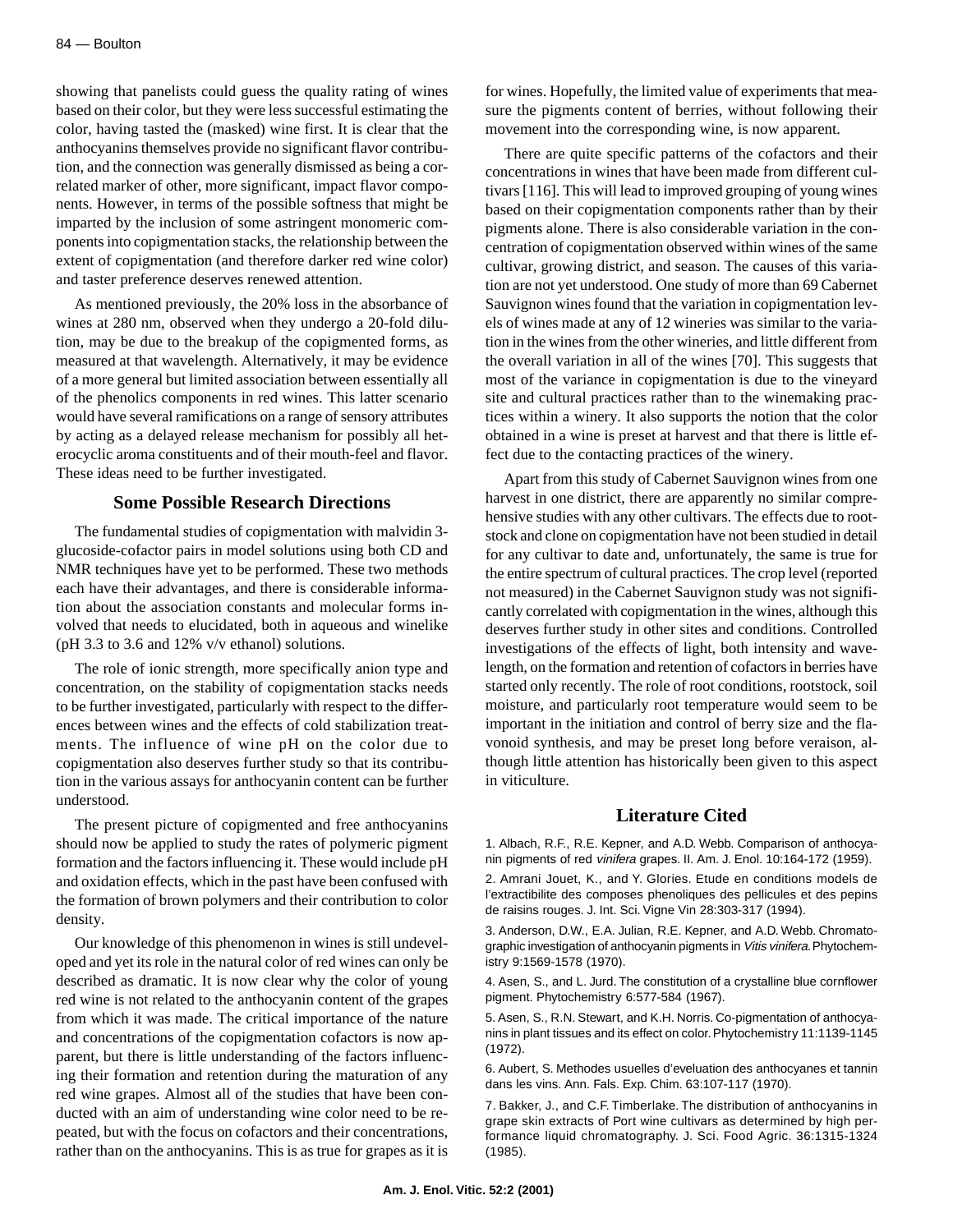showing that panelists could guess the quality rating of wines based on their color, but they were less successful estimating the color, having tasted the (masked) wine first. It is clear that the anthocyanins themselves provide no significant flavor contribution, and the connection was generally dismissed as being a correlated marker of other, more significant, impact flavor components. However, in terms of the possible softness that might be imparted by the inclusion of some astringent monomeric components into copigmentation stacks, the relationship between the extent of copigmentation (and therefore darker red wine color) and taster preference deserves renewed attention.

As mentioned previously, the 20% loss in the absorbance of wines at 280 nm, observed when they undergo a 20-fold dilution, may be due to the breakup of the copigmented forms, as measured at that wavelength. Alternatively, it may be evidence of a more general but limited association between essentially all of the phenolics components in red wines. This latter scenario would have several ramifications on a range of sensory attributes by acting as a delayed release mechanism for possibly all heterocyclic aroma constituents and of their mouth-feel and flavor. These ideas need to be further investigated.

## Some Possible Research Directions

The fundamental studies of copigmentation with malvidin 3-glucoside-cofactor pairs in model solutions using both CD and NMR techniques have yet to be performed. These two methods each have their advantages, and there is considerable information about the association constants and molecular forms involved that needs to elucidated, both in aqueous and winelike (pH 3.3 to 3.6 and 12% v/v ethanol) solutions.

The role of ionic strength, more specifically anion type and concentration, on the stability of copigmentation stacks needs to be further investigated, particularly with respect to the differences between wines and the effects of cold stabilization treatments. The influence of wine pH on the color due to copigmentation also deserves further study so that its contribution in the various assays for anthocyanin content can be further understood.

The present picture of copigmented and free anthocyanins should now be applied to study the rates of polymeric pigment formation and the factors influencing it. These would include pH and oxidation effects, which in the past have been confused with the formation of brown polymers and their contribution to color density.

Our knowledge of this phenomenon in wines is still undeveloped and yet its role in the natural color of red wines can only be described as dramatic. It is now clear why the color of young red wine is not related to the anthocyanin content of the grapes from which it was made. The critical importance of the nature and concentrations of the copigmentation cofactors is now apparent, but there is little understanding of the factors influencing their formation and retention during the maturation of any red wine grapes. Almost all of the studies that have been conducted with an aim of understanding wine color need to be repeated, but with the focus on cofactors and their concentrations, rather than on the anthocyanins. This is as true for grapes as it is for wines. Hopefully, the limited value of experiments that measure the pigments content of berries, without following their movement into the corresponding wine, is now apparent.

There are quite specific patterns of the cofactors and their concentrations in wines that have been made from different cultivars [116]. This will lead to improved grouping of young wines based on their copigmentation components rather than by their pigments alone. There is also considerable variation in the concentration of copigmentation observed within wines of the same cultivar, growing district, and season. The causes of this variation are not yet understood. One study of more than 69 Cabernet Sauvignon wines found that the variation in copigmentation levels of wines made at any of 12 wineries was similar to the variation in the wines from the other wineries, and little different from the overall variation in all of the wines [70]. This suggests that most of the variance in copigmentation is due to the vineyard site and cultural practices rather than to the winemaking practices within a winery. It also supports the notion that the color obtained in a wine is preset at harvest and that there is little effect due to the contacting practices of the winery.

Apart from this study of Cabernet Sauvignon wines from one harvest in one district, there are apparently no similar comprehensive studies with any other cultivars. The effects due to rootstock and clone on copigmentation have not been studied in detail for any cultivar to date and, unfortunately, the same is true for the entire spectrum of cultural practices. The crop level (reported not measured) in the Cabernet Sauvignon study was not significantly correlated with copigmentation in the wines, although this deserves further study in other sites and conditions. Controlled investigations of the effects of light, both intensity and wavelength, on the formation and retention of cofactors in berries have started only recently. The role of root conditions, rootstock, soil moisture, and particularly root temperature would seem to be important in the initiation and control of berry size and the flavonoid synthesis, and may be preset long before veraison, although little attention has historically been given to this aspect in viticulture.

## Literature Cited

1. Albach, R.F., R.E. Kepner, and A.D. Webb. Comparison of anthocyanin pigments of red *vinifera* grapes. II. Am. J. Enol. 10:164-172 (1959).

2. Amrani Jouet, K., and Y. Glories. Etude en conditions models de l'extractibilite des composes phenoliques des pellicules et des pepins de raisins rouges. J. Int. Sci. Vigne Vin 28:303-317 (1994).

3. Anderson, D.W., E.A. Julian, R.E. Kepner, and A.D. Webb. Chromatographic investigation of anthocyanin pigments in *Vitis vinifera*. Phytochemistry 9:1569-1578 (1970).

4. Asen, S., and L. Jurd. The constitution of a crystalline blue cornflower pigment. Phytochemistry 6:577-584 (1967).

5. Asen, S., R.N. Stewart, and K.H. Norris. Co-pigmentation of anthocyanins in plant tissues and its effect on color. Phytochemistry 11:1139-1145 (1972).

6. Aubert, S. Methodes usuelles d'eveluation des anthocyanes et tannin dans les vins. Ann. Fals. Exp. Chim. 63:107-117 (1970).

7. Bakker, J., and C.F. Timberlake. The distribution of anthocyanins in grape skin extracts of Port wine cultivars as determined by high performance liquid chromatography. J. Sci. Food Agric. 36:1315-1324 (1985).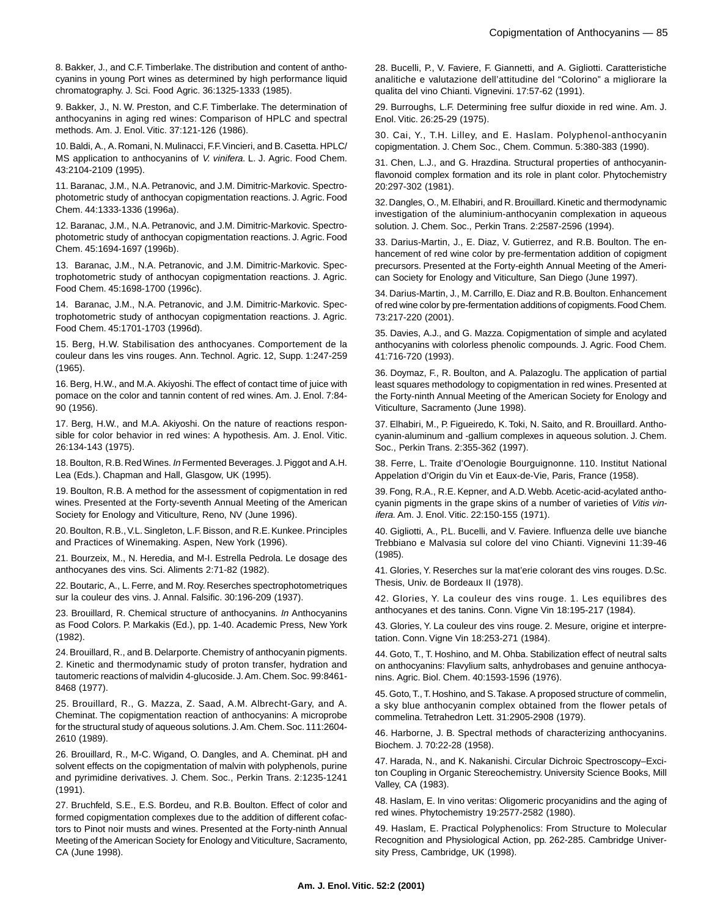8. Bakker, J., and C.F. Timberlake. The distribution and content of anthocyanins in young Port wines as determined by high performance liquid chromatography. J. Sci. Food Agric. 36:1325-1333 (1985).

9. Bakker, J., N. W. Preston, and C.F. Timberlake. The determination of anthocyanins in aging red wines: Comparison of HPLC and spectral methods. Am. J. Enol. Vitic. 37:121-126 (1986).

10. Baldi, A., A. Romani, N. Mulinacci, F.F. Vincieri, and B. Casetta. HPLC/MS application to anthocyanins of *V. vinifera.* L. J. Agric. Food Chem. 43:2104-2109 (1995).

11. Baranac, J.M., N.A. Petranovic, and J.M. Dimitric-Markovic. Spectrophotometric study of anthocyan copigmentation reactions. J. Agric. Food Chem. 44:1333-1336 (1996a).

12. Baranac, J.M., N.A. Petranovic, and J.M. Dimitric-Markovic. Spectrophotometric study of anthocyan copigmentation reactions. J. Agric. Food Chem. 45:1694-1697 (1996b).

13. Baranac, J.M., N.A. Petranovic, and J.M. Dimitric-Markovic. Spectrophotometric study of anthocyan copigmentation reactions. J. Agric. Food Chem. 45:1698-1700 (1996c).

14. Baranac, J.M., N.A. Petranovic, and J.M. Dimitric-Markovic. Spectrophotometric study of anthocyan copigmentation reactions. J. Agric. Food Chem. 45:1701-1703 (1996d).

15. Berg, H.W. Stabilisation des anthocyanes. Comportement de la couleur dans les vins rouges. Ann. Technol. Agric. 12, Supp. 1:247-259 (1965).

16. Berg, H.W., and M.A. Akiyoshi. The effect of contact time of juice with pomace on the color and tannin content of red wines. Am. J. Enol. 7:84-90 (1956).

17. Berg, H.W., and M.A. Akiyoshi. On the nature of reactions responsible for color behavior in red wines: A hypothesis. Am. J. Enol. Vitic. 26:134-143 (1975).

18. Boulton, R.B. Red Wines. *In* Fermented Beverages. J. Piggot and A.H. Lea (Eds.). Chapman and Hall, Glasgow, UK (1995).

19. Boulton, R.B. A method for the assessment of copigmentation in red wines. Presented at the Forty-seventh Annual Meeting of the American Society for Enology and Viticulture, Reno, NV (June 1996).

20. Boulton, R.B., V.L. Singleton, L.F. Bisson, and R.E. Kunkee. Principles and Practices of Winemaking. Aspen, New York (1996).

21. Bourzeix, M., N. Heredia, and M-I. Estrella Pedrola. Le dosage des anthocyanes des vins. Sci. Aliments 2:71-82 (1982).

22. Boutaric, A., L. Ferre, and M. Roy. Reserches spectrophotometriques sur la couleur des vins. J. Annal. Falsific. 30:196-209 (1937).

23. Brouillard, R. Chemical structure of anthocyanins. *In* Anthocyanins as Food Colors. P. Markakis (Ed.), pp. 1-40. Academic Press, New York (1982).

24. Brouillard, R., and B. Delarporte. Chemistry of anthocyanin pigments. 2. Kinetic and thermodynamic study of proton transfer, hydration and tautomeric reactions of malvidin 4-glucoside. J. Am. Chem. Soc. 99:8461-8468 (1977).

25. Brouillard, R., G. Mazza, Z. Saad, A.M. Albrecht-Gary, and A. Cheminat. The copigmentation reaction of anthocyanins: A microprobe for the structural study of aqueous solutions. J. Am. Chem. Soc. 111:2604-2610 (1989).

26. Brouillard, R., M-C. Wigand, O. Dangles, and A. Cheminat. pH and solvent effects on the copigmentation of malvin with polyphenols, purine and pyrimidine derivatives. J. Chem. Soc., Perkin Trans. 2:1235-1241 (1991).

27. Bruchfeld, S.E., E.S. Bordeu, and R.B. Boulton. Effect of color and formed copigmentation complexes due to the addition of different cofactors to Pinot noir musts and wines. Presented at the Forty-ninth Annual Meeting of the American Society for Enology and Viticulture, Sacramento, CA (June 1998).

28. Bucelli, P., V. Faviere, F. Giannetti, and A. Gigliotti. Caratteristiche analitiche e valutazione dell'attitudine del "Colorino" a migliorare la qualita del vino Chianti. Vignevini. 17:57-62 (1991).

29. Burroughs, L.F. Determining free sulfur dioxide in red wine. Am. J. Enol. Vitic. 26:25-29 (1975).

30. Cai, Y., T.H. Lilley, and E. Haslam. Polyphenol-anthocyanin copigmentation. J. Chem Soc., Chem. Commun. 5:380-383 (1990).

31. Chen, L.J., and G. Hrazdina. Structural properties of anthocyanin-flavonoid complex formation and its role in plant color. Phytochemistry 20:297-302 (1981).

32. Dangles, O., M. Elhabiri, and R. Brouillard. Kinetic and thermodynamic investigation of the aluminium-anthocyanin complexation in aqueous solution. J. Chem. Soc., Perkin Trans. 2:2587-2596 (1994).

33. Darius-Martin, J., E. Diaz, V. Gutierrez, and R.B. Boulton. The enhancement of red wine color by pre-fermentation addition of copigment precursors. Presented at the Forty-eighth Annual Meeting of the American Society for Enology and Viticulture, San Diego (June 1997).

34. Darius-Martin, J., M. Carrillo, E. Diaz and R.B. Boulton. Enhancement of red wine color by pre-fermentation additions of copigments. Food Chem. 73:217-220 (2001).

35. Davies, A.J., and G. Mazza. Copigmentation of simple and acylated anthocyanins with colorless phenolic compounds. J. Agric. Food Chem. 41:716-720 (1993).

36. Doymaz, F., R. Boulton, and A. Palazoglu. The application of partial least squares methodology to copigmentation in red wines. Presented at the Forty-ninth Annual Meeting of the American Society for Enology and Viticulture, Sacramento (June 1998).

37. Elhabiri, M., P. Figueiredo, K. Toki, N. Saito, and R. Brouillard. Anthocyanin-aluminum and -gallium complexes in aqueous solution. J. Chem. Soc., Perkin Trans. 2:355-362 (1997).

38. Ferre, L. Traite d'Oenologie Bourguignonne. 110. Institut National Appelation d'Origin du Vin et Eaux-de-Vie, Paris, France (1958).

39. Fong, R.A., R.E. Kepner, and A.D. Webb. Acetic-acid-acylated anthocyanin pigments in the grape skins of a number of varieties of *Vitis vinifera.* Am. J. Enol. Vitic. 22:150-155 (1971).

40. Gigliotti, A., P.L. Bucelli, and V. Faviere. Influenza delle uve bianche Trebbiano e Malvasia sul colore del vino Chianti. Vignevini 11:39-46 (1985).

41. Glories, Y. Reserches sur la mat'erie colorant des vins rouges. D.Sc. Thesis, Univ. de Bordeaux II (1978).

42. Glories, Y. La couleur des vins rouge. 1. Les equilibres des anthocyanes et des tanins. Conn. Vigne Vin 18:195-217 (1984).

43. Glories, Y. La couleur des vins rouge. 2. Mesure, origine et interpretation. Conn. Vigne Vin 18:253-271 (1984).

44. Goto, T., T. Hoshino, and M. Ohba. Stabilization effect of neutral salts on anthocyanins: Flavylium salts, anhydrobases and genuine anthocyanins. Agric. Biol. Chem. 40:1593-1596 (1976).

45. Goto, T., T. Hoshino, and S. Takase. A proposed structure of commelin, a sky blue anthocyanin complex obtained from the flower petals of commelina. Tetrahedron Lett. 31:2905-2908 (1979).

46. Harborne, J. B. Spectral methods of characterizing anthocyanins. Biochem. J. 70:22-28 (1958).

47. Harada, N., and K. Nakanishi. Circular Dichroic Spectroscopy–Exciton Coupling in Organic Stereochemistry. University Science Books, Mill Valley, CA (1983).

48. Haslam, E. In vino veritas: Oligomeric procyanidins and the aging of red wines. Phytochemistry 19:2577-2582 (1980).

49. Haslam, E. Practical Polyphenolics: From Structure to Molecular Recognition and Physiological Action, pp. 262-285. Cambridge University Press, Cambridge, UK (1998).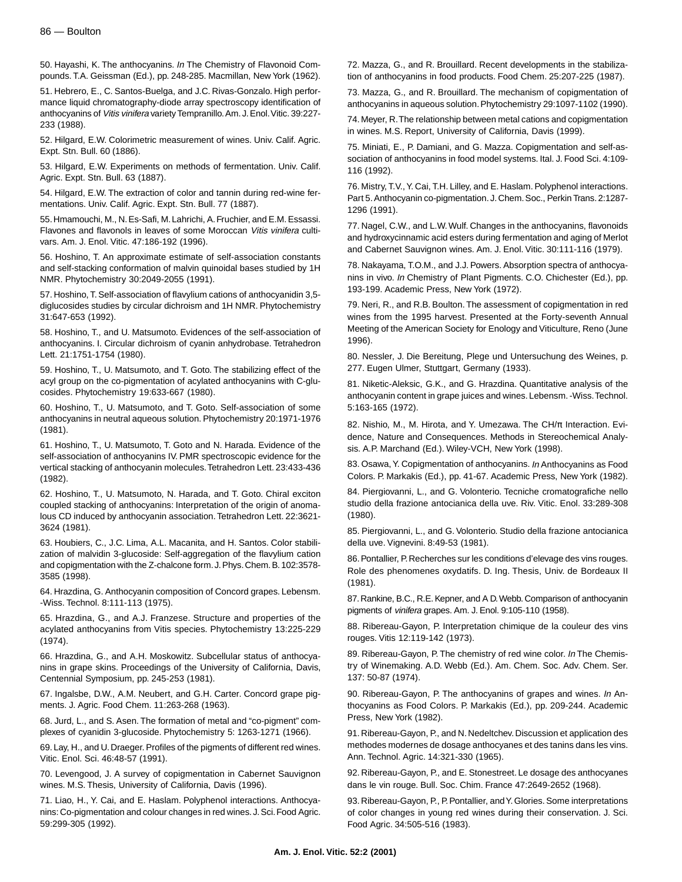50. Hayashi, K. The anthocyanins. *In* The Chemistry of Flavonoid Compounds. T.A. Geissman (Ed.), pp. 248-285. Macmillan, New York (1962).

51. Hebrero, E., C. Santos-Buelga, and J.C. Rivas-Gonzalo. High performance liquid chromatography-diode array spectroscopy identification of anthocyanins of *Vitis vinifera* variety Tempranillo. Am. J. Enol. Vitic. 39:227-233 (1988).

52. Hilgard, E.W. Colorimetric measurement of wines. Univ. Calif. Agric. Expt. Stn. Bull. 60 (1886).

53. Hilgard, E.W. Experiments on methods of fermentation. Univ. Calif. Agric. Expt. Stn. Bull. 63 (1887).

54. Hilgard, E.W. The extraction of color and tannin during red-wine fermentations. Univ. Calif. Agric. Expt. Stn. Bull. 77 (1887).

55. Hmamouchi, M., N. Es-Safi, M. Lahrichi, A. Fruchier, and E.M. Essassi. Flavones and flavonols in leaves of some Moroccan *Vitis vinifera* cultivars. Am. J. Enol. Vitic. 47:186-192 (1996).

56. Hoshino, T. An approximate estimate of self-association constants and self-stacking conformation of malvin quinoidal bases studied by 1H NMR. Phytochemistry 30:2049-2055 (1991).

57. Hoshino, T. Self-association of flavylium cations of anthocyanidin 3,5-diglucosides studies by circular dichroism and 1H NMR. Phytochemistry 31:647-653 (1992).

58. Hoshino, T., and U. Matsumoto. Evidences of the self-association of anthocyanins. I. Circular dichroism of cyanin anhydrobase. Tetrahedron Lett. 21:1751-1754 (1980).

59. Hoshino, T., U. Matsumoto, and T. Goto. The stabilizing effect of the acyl group on the co-pigmentation of acylated anthocyanins with C-glucosides. Phytochemistry 19:633-667 (1980).

60. Hoshino, T., U. Matsumoto, and T. Goto. Self-association of some anthocyanins in neutral aqueous solution. Phytochemistry 20:1971-1976 (1981).

61. Hoshino, T., U. Matsumoto, T. Goto and N. Harada. Evidence of the self-association of anthocyanins IV. PMR spectroscopic evidence for the vertical stacking of anthocyanin molecules. Tetrahedron Lett. 23:433-436 (1982).

62. Hoshino, T., U. Matsumoto, N. Harada, and T. Goto. Chiral exciton coupled stacking of anthocyanins: Interpretation of the origin of anomalous CD induced by anthocyanin association. Tetrahedron Lett. 22:3621-3624 (1981).

63. Houbiers, C., J.C. Lima, A.L. Macanita, and H. Santos. Color stabilization of malvidin 3-glucoside: Self-aggregation of the flavylium cation and copigmentation with the Z-chalcone form. J. Phys. Chem. B. 102:3578-3585 (1998).

64. Hrazdina, G. Anthocyanin composition of Concord grapes. Lebensm. -Wiss. Technol. 8:111-113 (1975).

65. Hrazdina, G., and A.J. Franzese. Structure and properties of the acylated anthocyanins from Vitis species. Phytochemistry 13:225-229 (1974).

66. Hrazdina, G., and A.H. Moskowitz. Subcellular status of anthocyanins in grape skins. Proceedings of the University of California, Davis, Centennial Symposium, pp. 245-253 (1981).

67. Ingalsbe, D.W., A.M. Neubert, and G.H. Carter. Concord grape pigments. J. Agric. Food Chem. 11:263-268 (1963).

68. Jurd, L., and S. Asen. The formation of metal and "co-pigment" complexes of cyanidin 3-glucoside. Phytochemistry 5: 1263-1271 (1966).

69. Lay, H., and U. Draeger. Profiles of the pigments of different red wines. Vitic. Enol. Sci. 46:48-57 (1991).

70. Levengood, J. A survey of copigmentation in Cabernet Sauvignon wines. M.S. Thesis, University of California, Davis (1996).

71. Liao, H., Y. Cai, and E. Haslam. Polyphenol interactions. Anthocyanins: Co-pigmentation and colour changes in red wines. J. Sci. Food Agric. 59:299-305 (1992).

72. Mazza, G., and R. Brouillard. Recent developments in the stabilization of anthocyanins in food products. Food Chem. 25:207-225 (1987).

73. Mazza, G., and R. Brouillard. The mechanism of copigmentation of anthocyanins in aqueous solution. Phytochemistry 29:1097-1102 (1990).

74. Meyer, R. The relationship between metal cations and copigmentation in wines. M.S. Report, University of California, Davis (1999).

75. Miniati, E., P. Damiani, and G. Mazza. Copigmentation and self-association of anthocyanins in food model systems. Ital. J. Food Sci. 4:109-116 (1992).

76. Mistry, T.V., Y. Cai, T.H. Lilley, and E. Haslam. Polyphenol interactions. Part 5. Anthocyanin co-pigmentation. J. Chem. Soc., Perkin Trans. 2:1287-1296 (1991).

77. Nagel, C.W., and L.W. Wulf. Changes in the anthocyanins, flavonoids and hydroxycinnamic acid esters during fermentation and aging of Merlot and Cabernet Sauvignon wines. Am. J. Enol. Vitic. 30:111-116 (1979).

78. Nakayama, T.O.M., and J.J. Powers. Absorption spectra of anthocyanins in vivo. *In* Chemistry of Plant Pigments. C.O. Chichester (Ed.), pp. 193-199. Academic Press, New York (1972).

79. Neri, R., and R.B. Boulton. The assessment of copigmentation in red wines from the 1995 harvest. Presented at the Forty-seventh Annual Meeting of the American Society for Enology and Viticulture, Reno (June 1996).

80. Nessler, J. Die Bereitung, Plege und Untersuchung des Weines, p. 277. Eugen Ulmer, Stuttgart, Germany (1933).

81. Niketic-Aleksic, G.K., and G. Hrazdina. Quantitative analysis of the anthocyanin content in grape juices and wines. Lebensm. -Wiss. Technol. 5:163-165 (1972).

82. Nishio, M., M. Hirota, and Y. Umezawa. The CH/π Interaction. Evidence, Nature and Consequences. Methods in Stereochemical Analysis. A.P. Marchand (Ed.). Wiley-VCH, New York (1998).

83. Osawa, Y. Copigmentation of anthocyanins. *In* Anthocyanins as Food Colors. P. Markakis (Ed.), pp. 41-67. Academic Press, New York (1982).

84. Piergiovanni, L., and G. Volonterio. Tecniche cromatografiche nello studio della frazione antocianica della uve. Riv. Vitic. Enol. 33:289-308 (1980).

85. Piergiovanni, L., and G. Volonterio. Studio della frazione antocianica della uve. Vignevini. 8:49-53 (1981).

86. Pontallier, P. Recherches sur les conditions d'elevage des vins rouges. Role des phenomenes oxydatifs. D. Ing. Thesis, Univ. de Bordeaux II (1981).

87. Rankine, B.C., R.E. Kepner, and A D. Webb. Comparison of anthocyanin pigments of *vinifera* grapes. Am. J. Enol. 9:105-110 (1958).

88. Ribereau-Gayon, P. Interpretation chimique de la couleur des vins rouges. Vitis 12:119-142 (1973).

89. Ribereau-Gayon, P. The chemistry of red wine color. *In* The Chemistry of Winemaking. A.D. Webb (Ed.). Am. Chem. Soc. Adv. Chem. Ser. 137: 50-87 (1974).

90. Ribereau-Gayon, P. The anthocyanins of grapes and wines. *In* Anthocyanins as Food Colors. P. Markakis (Ed.), pp. 209-244. Academic Press, New York (1982).

91. Ribereau-Gayon, P., and N. Nedeltchev. Discussion et application des methodes modernes de dosage anthocyanes et des tanins dans les vins. Ann. Technol. Agric. 14:321-330 (1965).

92. Ribereau-Gayon, P., and E. Stonestreet. Le dosage des anthocyanes dans le vin rouge. Bull. Soc. Chim. France 47:2649-2652 (1968).

93. Ribereau-Gayon, P., P. Pontallier, and Y. Glories. Some interpretations of color changes in young red wines during their conservation. J. Sci. Food Agric. 34:505-516 (1983).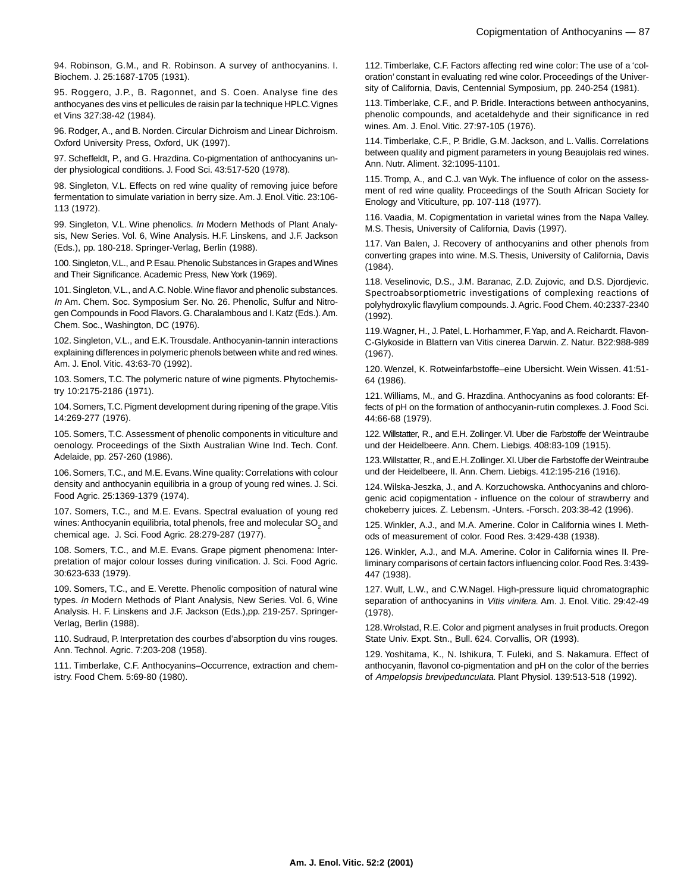94. Robinson, G.M., and R. Robinson. A survey of anthocyanins. I. Biochem. J. 25:1687-1705 (1931).

95. Roggero, J.P., B. Ragonnet, and S. Coen. Analyse fine des anthocyanes des vins et pellicules de raisin par la technique HPLC. Vignes et Vins 327:38-42 (1984).

96. Rodger, A., and B. Norden. Circular Dichroism and Linear Dichroism. Oxford University Press, Oxford, UK (1997).

97. Scheffeldt, P., and G. Hrazdina. Co-pigmentation of anthocyanins under physiological conditions. J. Food Sci. 43:517-520 (1978).

98. Singleton, V.L. Effects on red wine quality of removing juice before fermentation to simulate variation in berry size. Am. J. Enol. Vitic. 23:106-113 (1972).

99. Singleton, V.L. Wine phenolics. *In* Modern Methods of Plant Analysis, New Series. Vol. 6, Wine Analysis. H.F. Linskens, and J.F. Jackson (Eds.), pp. 180-218. Springer-Verlag, Berlin (1988).

100. Singleton, V.L., and P. Esau. Phenolic Substances in Grapes and Wines and Their Significance. Academic Press, New York (1969).

101. Singleton, V.L., and A.C. Noble. Wine flavor and phenolic substances. *In* Am. Chem. Soc. Symposium Ser. No. 26. Phenolic, Sulfur and Nitrogen Compounds in Food Flavors. G. Charalambous and I. Katz (Eds.). Am. Chem. Soc., Washington, DC (1976).

102. Singleton, V.L., and E.K. Trousdale. Anthocyanin-tannin interactions explaining differences in polymeric phenols between white and red wines. Am. J. Enol. Vitic. 43:63-70 (1992).

103. Somers, T.C. The polymeric nature of wine pigments. Phytochemistry 10:2175-2186 (1971).

104. Somers, T.C. Pigment development during ripening of the grape. Vitis 14:269-277 (1976).

105. Somers, T.C. Assessment of phenolic components in viticulture and oenology. Proceedings of the Sixth Australian Wine Ind. Tech. Conf. Adelaide, pp. 257-260 (1986).

106. Somers, T.C., and M.E. Evans. Wine quality: Correlations with colour density and anthocyanin equilibria in a group of young red wines. J. Sci. Food Agric. 25:1369-1379 (1974).

107. Somers, T.C., and M.E. Evans. Spectral evaluation of young red wines: Anthocyanin equilibria, total phenols, free and molecular $SO_2$ and chemical age. J. Sci. Food Agric. 28:279-287 (1977).

108. Somers, T.C., and M.E. Evans. Grape pigment phenomena: Interpretation of major colour losses during vinification. J. Sci. Food Agric. 30:623-633 (1979).

109. Somers, T.C., and E. Verette. Phenolic composition of natural wine types. *In* Modern Methods of Plant Analysis, New Series. Vol. 6, Wine Analysis. H. F. Linskens and J.F. Jackson (Eds.),pp. 219-257. Springer-Verlag, Berlin (1988).

110. Sudraud, P. Interpretation des courbes d'absorption du vins rouges. Ann. Technol. Agric. 7:203-208 (1958).

111. Timberlake, C.F. Anthocyanins–Occurrence, extraction and chemistry. Food Chem. 5:69-80 (1980).

112. Timberlake, C.F. Factors affecting red wine color: The use of a 'coloration' constant in evaluating red wine color. Proceedings of the University of California, Davis, Centennial Symposium, pp. 240-254 (1981).

113. Timberlake, C.F., and P. Bridle. Interactions between anthocyanins, phenolic compounds, and acetaldehyde and their significance in red wines. Am. J. Enol. Vitic. 27:97-105 (1976).

114. Timberlake, C.F., P. Bridle, G.M. Jackson, and L. Vallis. Correlations between quality and pigment parameters in young Beaujolais red wines. Ann. Nutr. Aliment. 32:1095-1101.

115. Tromp, A., and C.J. van Wyk. The influence of color on the assessment of red wine quality. Proceedings of the South African Society for Enology and Viticulture, pp. 107-118 (1977).

116. Vaadia, M. Copigmentation in varietal wines from the Napa Valley. M.S. Thesis, University of California, Davis (1997).

117. Van Balen, J. Recovery of anthocyanins and other phenols from converting grapes into wine. M.S. Thesis, University of California, Davis (1984).

118. Veselinovic, D.S., J.M. Baranac, Z.D. Zujovic, and D.S. Djordjevic. Spectroabsorptiometric investigations of complexing reactions of polyhydroxylic flavylium compounds. J. Agric. Food Chem. 40:2337-2340 (1992).

119. Wagner, H., J. Patel, L. Horhammer, F. Yap, and A. Reichardt. Flavon-C-Glykoside in Blattern van Vitis cinerea Darwin. Z. Natur. B22:988-989 (1967).

120. Wenzel, K. Rotweinfarbstoffe–eine Ubersicht. Wein Wissen. 41:51-64 (1986).

121. Williams, M., and G. Hrazdina. Anthocyanins as food colorants: Effects of pH on the formation of anthocyanin-rutin complexes. J. Food Sci. 44:66-68 (1979).

122. Willstatter, R., and E.H. Zollinger. VI. Uber die Farbstoffe der Weintraube und der Heidelbeere. Ann. Chem. Liebigs. 408:83-109 (1915).

123. Willstatter, R., and E.H. Zollinger. XI. Uber die Farbstoffe der Weintraube und der Heidelbeere, II. Ann. Chem. Liebigs. 412:195-216 (1916).

124. Wilska-Jeszka, J., and A. Korzuchowska. Anthocyanins and chlorogenic acid copigmentation - influence on the colour of strawberry and chokeberry juices. Z. Lebensm. -Unters. -Forsch. 203:38-42 (1996).

125. Winkler, A.J., and M.A. Amerine. Color in California wines I. Methods of measurement of color. Food Res. 3:429-438 (1938).

126. Winkler, A.J., and M.A. Amerine. Color in California wines II. Preliminary comparisons of certain factors influencing color. Food Res. 3:439-447 (1938).

127. Wulf, L.W., and C.W.Nagel. High-pressure liquid chromatographic separation of anthocyanins in *Vitis vinifera*. Am. J. Enol. Vitic. 29:42-49 (1978).

128. Wrolstad, R.E. Color and pigment analyses in fruit products. Oregon State Univ. Expt. Stn., Bull. 624. Corvallis, OR (1993).

129. Yoshitama, K., N. Ishikura, T. Fuleki, and S. Nakamura. Effect of anthocyanin, flavonol co-pigmentation and pH on the color of the berries of *Ampelopsis brevipedunculata*. Plant Physiol. 139:513-518 (1992).